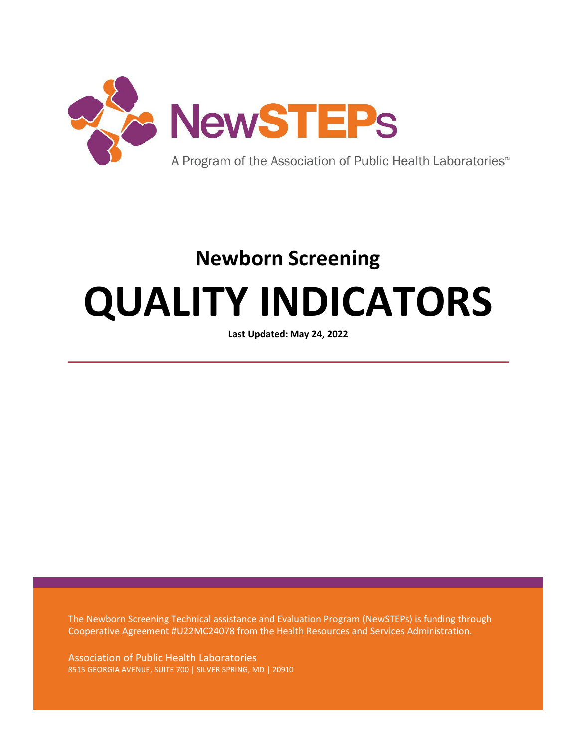NewSTEPs

A Program of the Association of Public Health Laboratories™

# Newborn Screening

# QUALITY INDICATORS

**Last Updated: May 24, 2022**

The Newborn Screening Technical assistance and Evaluation Program (NewSTEPs) is funding through Cooperative Agreement #U22MC24078 from the Health Resources and Services Administration.

Association of Public Health Laboratories
8515 GEORGIA AVENUE, SUITE 700 | SILVER SPRING, MD | 20910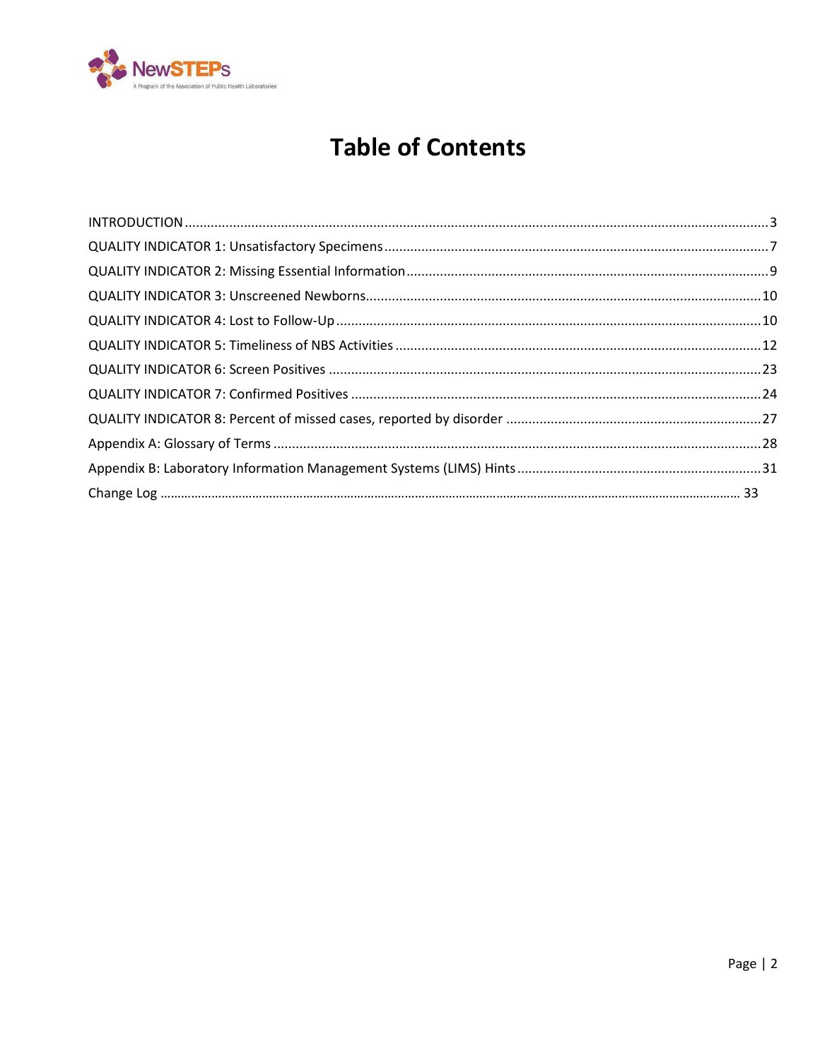# Table of Contents

INTRODUCTION ... 3

QUALITY INDICATOR 1: Unsatisfactory Specimens ... 7

QUALITY INDICATOR 2: Missing Essential Information ... 9

QUALITY INDICATOR 3: Unscreened Newborns ... 10

QUALITY INDICATOR 4: Lost to Follow-Up ... 10

QUALITY INDICATOR 5: Timeliness of NBS Activities ... 12

QUALITY INDICATOR 6: Screen Positives ... 23

QUALITY INDICATOR 7: Confirmed Positives ... 24

QUALITY INDICATOR 8: Percent of missed cases, reported by disorder ... 27

Appendix A: Glossary of Terms ... 28

Appendix B: Laboratory Information Management Systems (LIMS) Hints ... 31

Change Log ... 33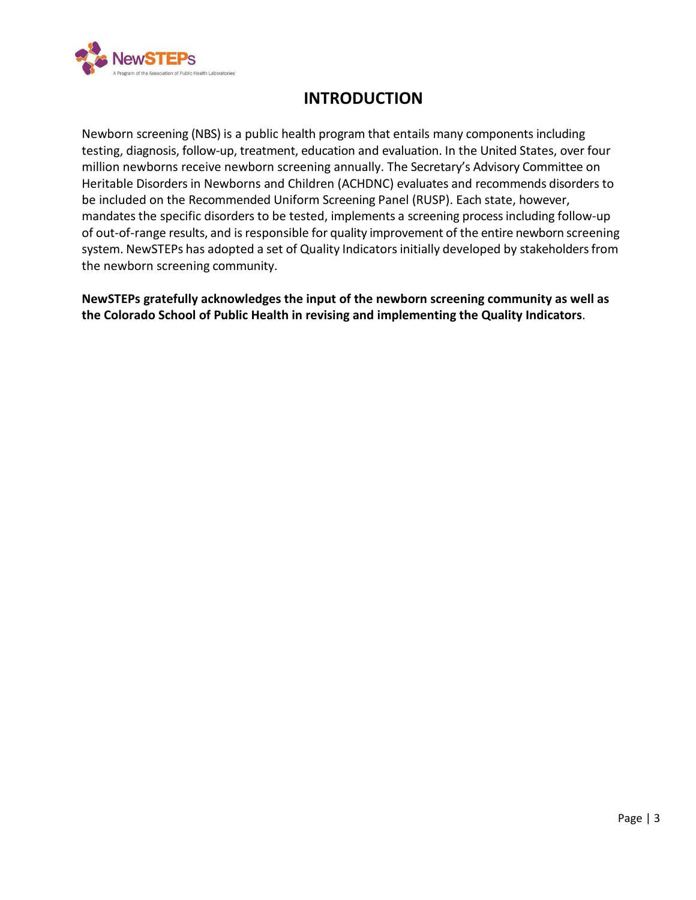# INTRODUCTION

Newborn screening (NBS) is a public health program that entails many components including testing, diagnosis, follow-up, treatment, education and evaluation. In the United States, over four million newborns receive newborn screening annually. The Secretary's Advisory Committee on Heritable Disorders in Newborns and Children (ACHDNC) evaluates and recommends disorders to be included on the Recommended Uniform Screening Panel (RUSP). Each state, however, mandates the specific disorders to be tested, implements a screening process including follow-up of out-of-range results, and is responsible for quality improvement of the entire newborn screening system. NewSTEPs has adopted a set of Quality Indicators initially developed by stakeholders from the newborn screening community.

**NewSTEPs gratefully acknowledges the input of the newborn screening community as well as the Colorado School of Public Health in revising and implementing the Quality Indicators**.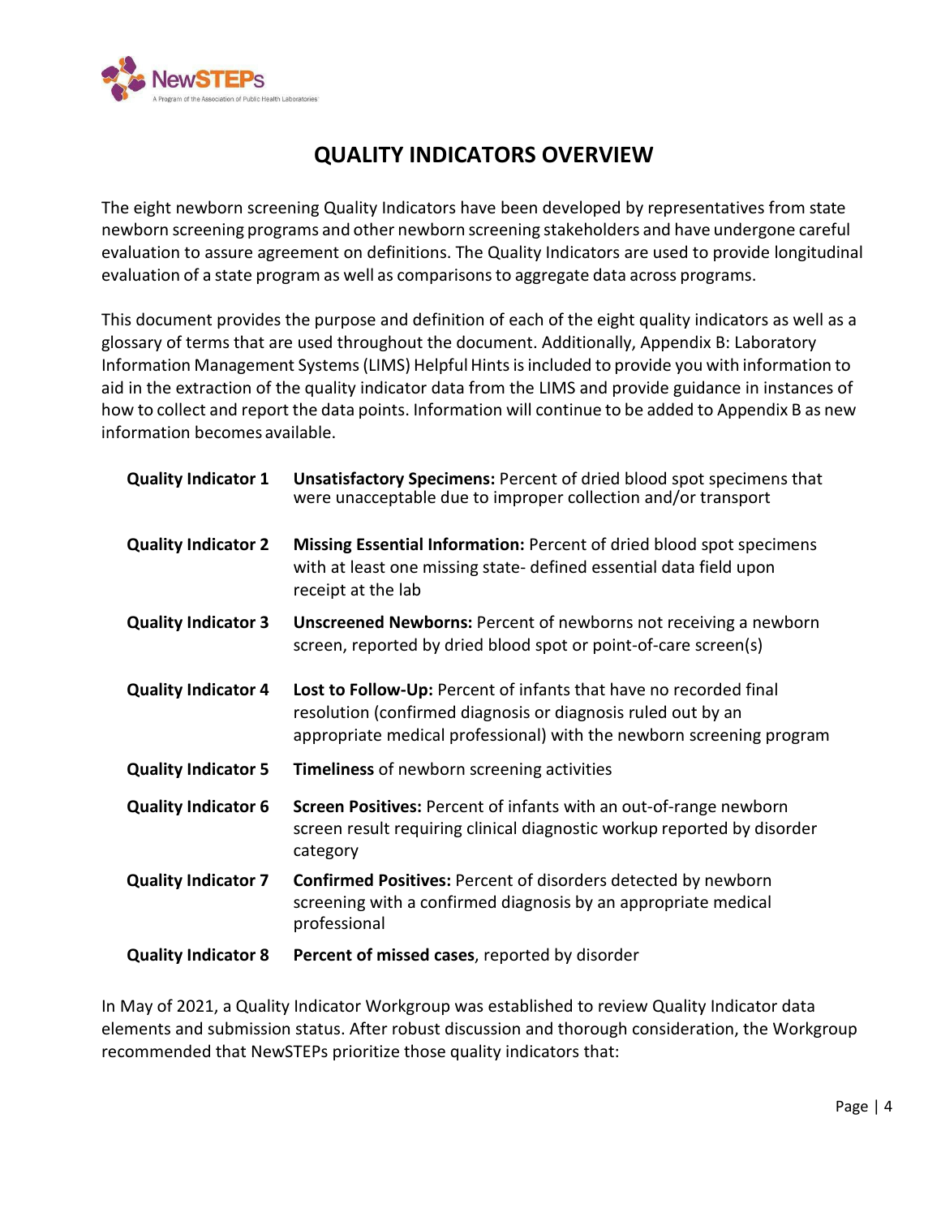# QUALITY INDICATORS OVERVIEW

The eight newborn screening Quality Indicators have been developed by representatives from state newborn screening programs and other newborn screening stakeholders and have undergone careful evaluation to assure agreement on definitions. The Quality Indicators are used to provide longitudinal evaluation of a state program as well as comparisons to aggregate data across programs.

This document provides the purpose and definition of each of the eight quality indicators as well as a glossary of terms that are used throughout the document. Additionally, Appendix B: Laboratory Information Management Systems (LIMS) Helpful Hints is included to provide you with information to aid in the extraction of the quality indicator data from the LIMS and provide guidance in instances of how to collect and report the data points. Information will continue to be added to Appendix B as new information becomes available.

| | |
|---|---|
| **Quality Indicator 1** | **Unsatisfactory Specimens:** Percent of dried blood spot specimens that were unacceptable due to improper collection and/or transport |
| **Quality Indicator 2** | **Missing Essential Information:** Percent of dried blood spot specimens with at least one missing state- defined essential data field upon receipt at the lab |
| **Quality Indicator 3** | **Unscreened Newborns:** Percent of newborns not receiving a newborn screen, reported by dried blood spot or point-of-care screen(s) |
| **Quality Indicator 4** | **Lost to Follow-Up:** Percent of infants that have no recorded final resolution (confirmed diagnosis or diagnosis ruled out by an appropriate medical professional) with the newborn screening program |
| **Quality Indicator 5** | **Timeliness** of newborn screening activities |
| **Quality Indicator 6** | **Screen Positives:** Percent of infants with an out-of-range newborn screen result requiring clinical diagnostic workup reported by disorder category |
| **Quality Indicator 7** | **Confirmed Positives:** Percent of disorders detected by newborn screening with a confirmed diagnosis by an appropriate medical professional |
| **Quality Indicator 8** | **Percent of missed cases**, reported by disorder |

In May of 2021, a Quality Indicator Workgroup was established to review Quality Indicator data elements and submission status. After robust discussion and thorough consideration, the Workgroup recommended that NewSTEPs prioritize those quality indicators that: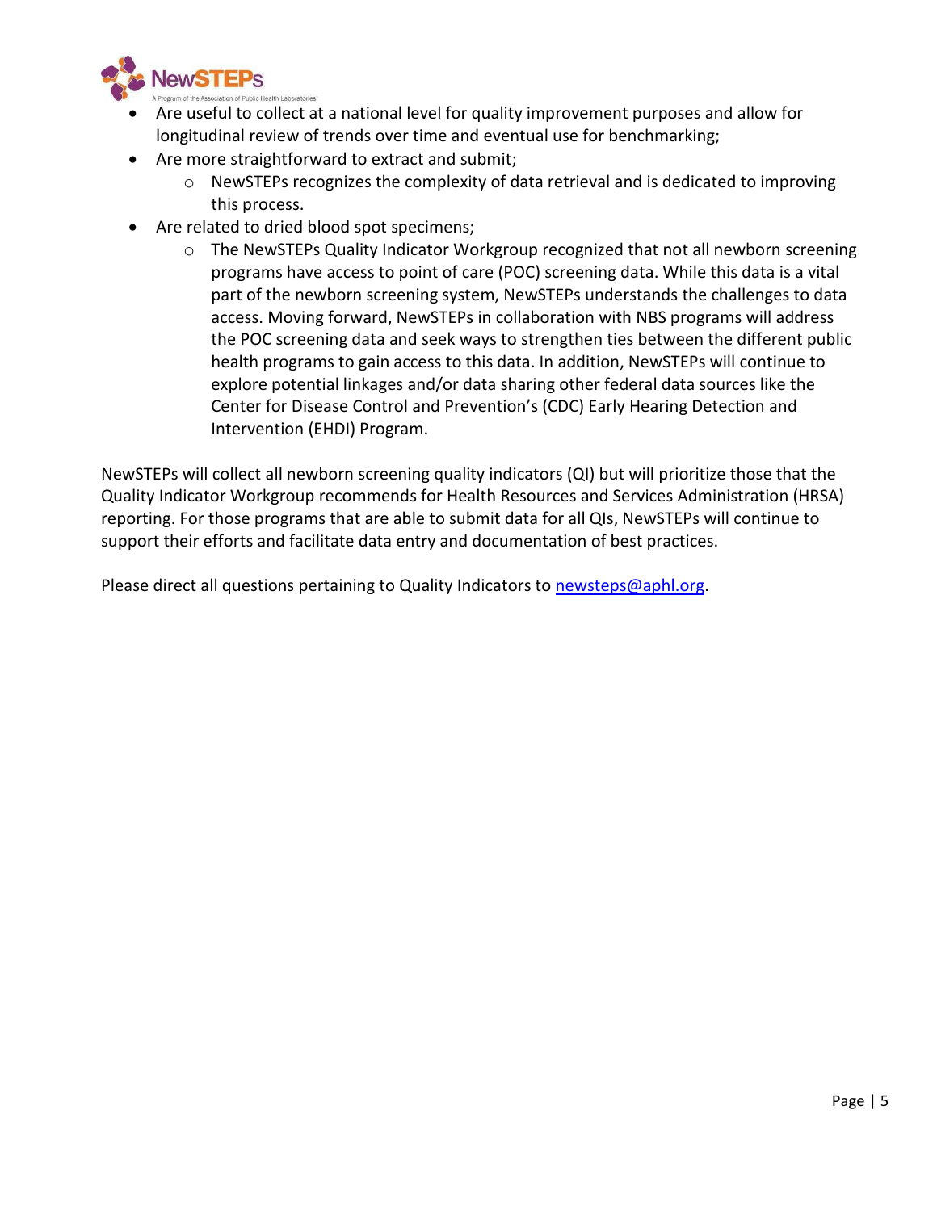- Are useful to collect at a national level for quality improvement purposes and allow for longitudinal review of trends over time and eventual use for benchmarking;
- Are more straightforward to extract and submit;
  - NewSTEPs recognizes the complexity of data retrieval and is dedicated to improving this process.
- Are related to dried blood spot specimens;
  - The NewSTEPs Quality Indicator Workgroup recognized that not all newborn screening programs have access to point of care (POC) screening data. While this data is a vital part of the newborn screening system, NewSTEPs understands the challenges to data access. Moving forward, NewSTEPs in collaboration with NBS programs will address the POC screening data and seek ways to strengthen ties between the different public health programs to gain access to this data. In addition, NewSTEPs will continue to explore potential linkages and/or data sharing other federal data sources like the Center for Disease Control and Prevention's (CDC) Early Hearing Detection and Intervention (EHDI) Program.

NewSTEPs will collect all newborn screening quality indicators (QI) but will prioritize those that the Quality Indicator Workgroup recommends for Health Resources and Services Administration (HRSA) reporting. For those programs that are able to submit data for all QIs, NewSTEPs will continue to support their efforts and facilitate data entry and documentation of best practices.

Please direct all questions pertaining to Quality Indicators to [newsteps@aphl.org](mailto:newsteps@aphl.org).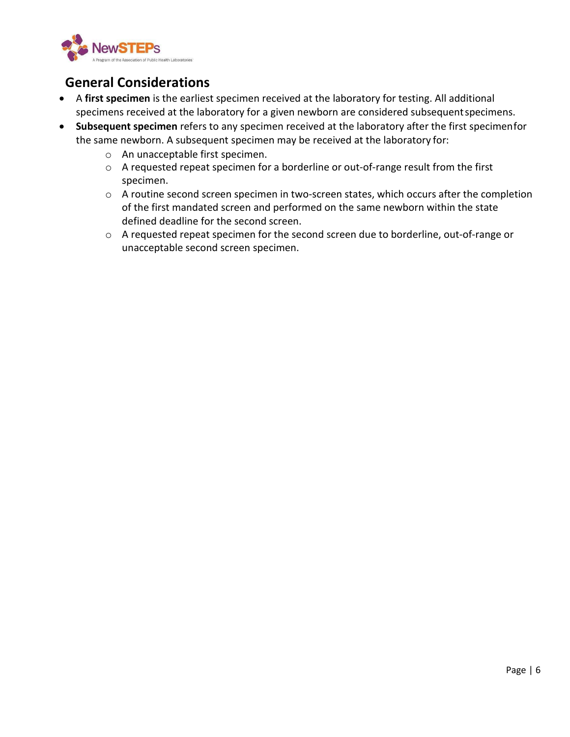## General Considerations

- A **first specimen** is the earliest specimen received at the laboratory for testing. All additional specimens received at the laboratory for a given newborn are considered subsequent specimens.
- **Subsequent specimen** refers to any specimen received at the laboratory after the first specimen for the same newborn. A subsequent specimen may be received at the laboratory for:
  - An unacceptable first specimen.
  - A requested repeat specimen for a borderline or out-of-range result from the first specimen.
  - A routine second screen specimen in two-screen states, which occurs after the completion of the first mandated screen and performed on the same newborn within the state defined deadline for the second screen.
  - A requested repeat specimen for the second screen due to borderline, out-of-range or unacceptable second screen specimen.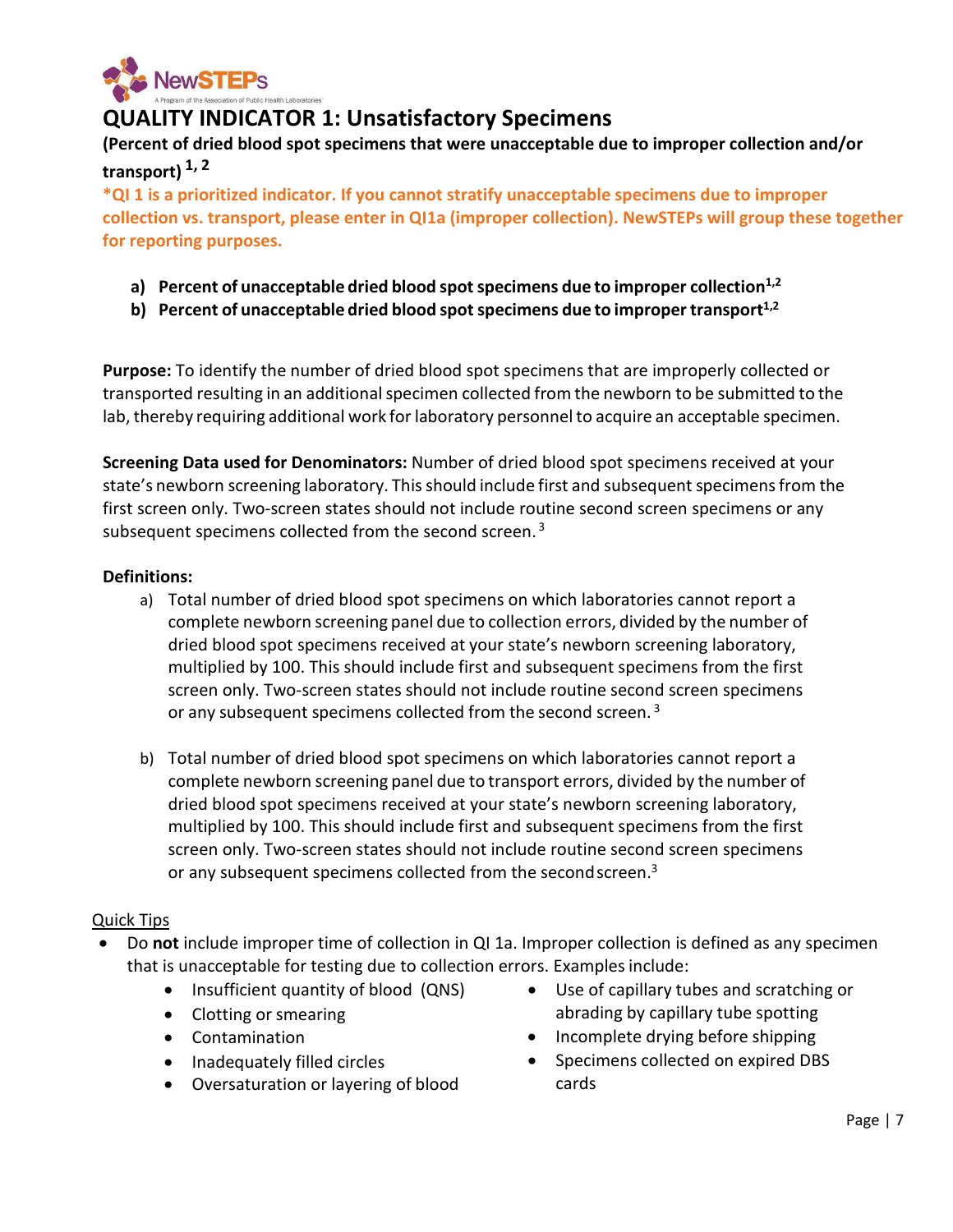# QUALITY INDICATOR 1: Unsatisfactory Specimens

**(Percent of dried blood spot specimens that were unacceptable due to improper collection and/or transport) [1, 2]**

***QI 1 is a prioritized indicator. If you cannot stratify unacceptable specimens due to improper collection vs. transport, please enter in QI1a (improper collection). NewSTEPs will group these together for reporting purposes.**

a) **Percent of unacceptable dried blood spot specimens due to improper collection[1,2]**
b) **Percent of unacceptable dried blood spot specimens due to improper transport[1,2]**

**Purpose:** To identify the number of dried blood spot specimens that are improperly collected or transported resulting in an additional specimen collected from the newborn to be submitted to the lab, thereby requiring additional work for laboratory personnel to acquire an acceptable specimen.

**Screening Data used for Denominators:** Number of dried blood spot specimens received at your state's newborn screening laboratory. This should include first and subsequent specimens from the first screen only. Two-screen states should not include routine second screen specimens or any subsequent specimens collected from the second screen. [3]

**Definitions:**

a) Total number of dried blood spot specimens on which laboratories cannot report a complete newborn screening panel due to collection errors, divided by the number of dried blood spot specimens received at your state's newborn screening laboratory, multiplied by 100. This should include first and subsequent specimens from the first screen only. Two-screen states should not include routine second screen specimens or any subsequent specimens collected from the second screen. [3]

b) Total number of dried blood spot specimens on which laboratories cannot report a complete newborn screening panel due to transport errors, divided by the number of dried blood spot specimens received at your state's newborn screening laboratory, multiplied by 100. This should include first and subsequent specimens from the first screen only. Two-screen states should not include routine second screen specimens or any subsequent specimens collected from the second screen.[3]

Quick Tips

- Do **not** include improper time of collection in QI 1a. Improper collection is defined as any specimen that is unacceptable for testing due to collection errors. Examples include:
    - Insufficient quantity of blood (QNS)
    - Clotting or smearing
    - Contamination
    - Inadequately filled circles
    - Oversaturation or layering of blood
    - Use of capillary tubes and scratching or abrading by capillary tube spotting
    - Incomplete drying before shipping
    - Specimens collected on expired DBS cards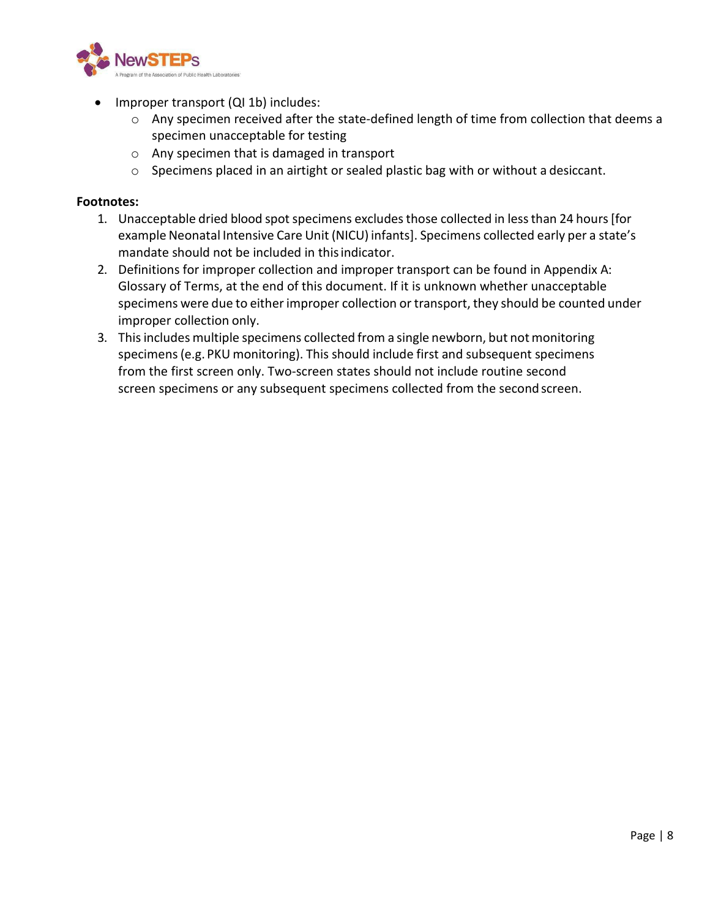- Improper transport (QI 1b) includes:
  - Any specimen received after the state-defined length of time from collection that deems a specimen unacceptable for testing
  - Any specimen that is damaged in transport
  - Specimens placed in an airtight or sealed plastic bag with or without a desiccant.

**Footnotes:**

1. Unacceptable dried blood spot specimens excludes those collected in less than 24 hours [for example Neonatal Intensive Care Unit (NICU) infants]. Specimens collected early per a state's mandate should not be included in this indicator.
2. Definitions for improper collection and improper transport can be found in Appendix A: Glossary of Terms, at the end of this document. If it is unknown whether unacceptable specimens were due to either improper collection or transport, they should be counted under improper collection only.
3. This includes multiple specimens collected from a single newborn, but not monitoring specimens (e.g. PKU monitoring). This should include first and subsequent specimens from the first screen only. Two-screen states should not include routine second screen specimens or any subsequent specimens collected from the second screen.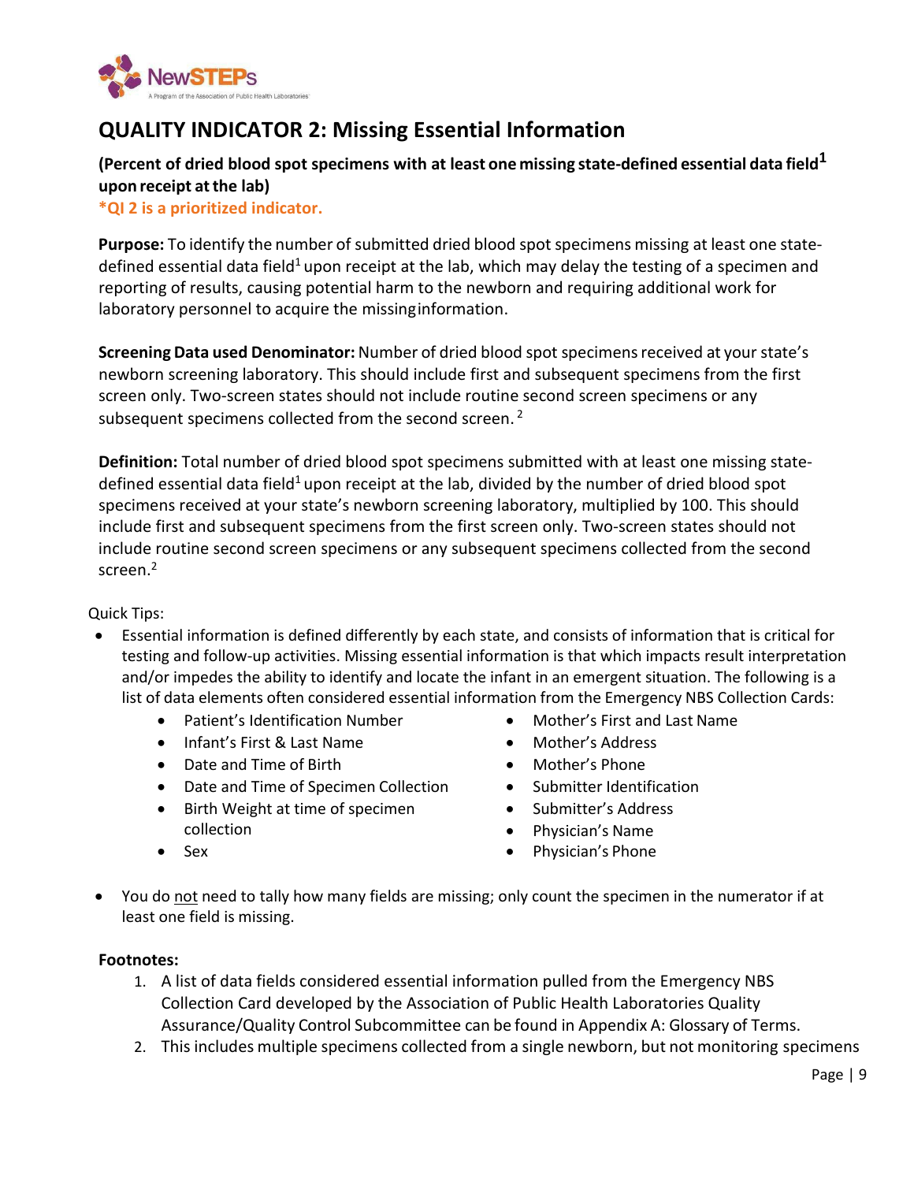# QUALITY INDICATOR 2: Missing Essential Information

**(Percent of dried blood spot specimens with at least one missing state-defined essential data field[1] upon receipt at the lab)**

**\*QI 2 is a prioritized indicator.**

**Purpose:** To identify the number of submitted dried blood spot specimens missing at least one state-defined essential data field[1] upon receipt at the lab, which may delay the testing of a specimen and reporting of results, causing potential harm to the newborn and requiring additional work for laboratory personnel to acquire the missing information.

**Screening Data used Denominator:** Number of dried blood spot specimens received at your state's newborn screening laboratory. This should include first and subsequent specimens from the first screen only. Two-screen states should not include routine second screen specimens or any subsequent specimens collected from the second screen.[2]

**Definition:** Total number of dried blood spot specimens submitted with at least one missing state-defined essential data field[1] upon receipt at the lab, divided by the number of dried blood spot specimens received at your state's newborn screening laboratory, multiplied by 100. This should include first and subsequent specimens from the first screen only. Two-screen states should not include routine second screen specimens or any subsequent specimens collected from the second screen.[2]

Quick Tips:

- Essential information is defined differently by each state, and consists of information that is critical for testing and follow-up activities. Missing essential information is that which impacts result interpretation and/or impedes the ability to identify and locate the infant in an emergent situation. The following is a list of data elements often considered essential information from the Emergency NBS Collection Cards:
  - Patient's Identification Number
  - Infant's First & Last Name
  - Date and Time of Birth
  - Date and Time of Specimen Collection
  - Birth Weight at time of specimen collection
  - Sex
  - Mother's First and Last Name
  - Mother's Address
  - Mother's Phone
  - Submitter Identification
  - Submitter's Address
  - Physician's Name
  - Physician's Phone
- You do not need to tally how many fields are missing; only count the specimen in the numerator if at least one field is missing.

**Footnotes:**

1. A list of data fields considered essential information pulled from the Emergency NBS Collection Card developed by the Association of Public Health Laboratories Quality Assurance/Quality Control Subcommittee can be found in Appendix A: Glossary of Terms.
2. This includes multiple specimens collected from a single newborn, but not monitoring specimens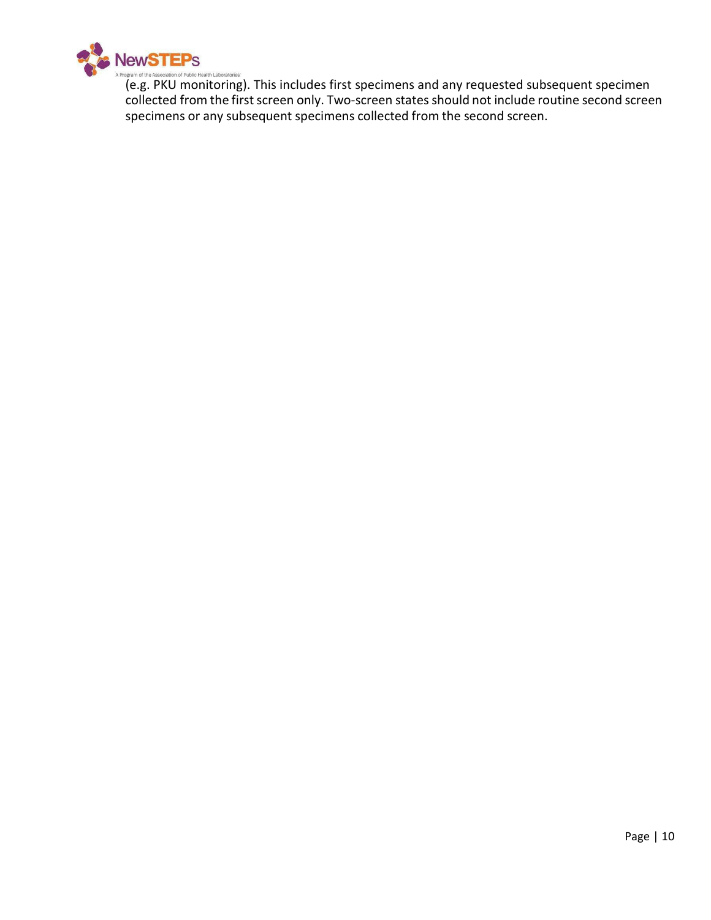(e.g. PKU monitoring). This includes first specimens and any requested subsequent specimen collected from the first screen only. Two-screen states should not include routine second screen specimens or any subsequent specimens collected from the second screen.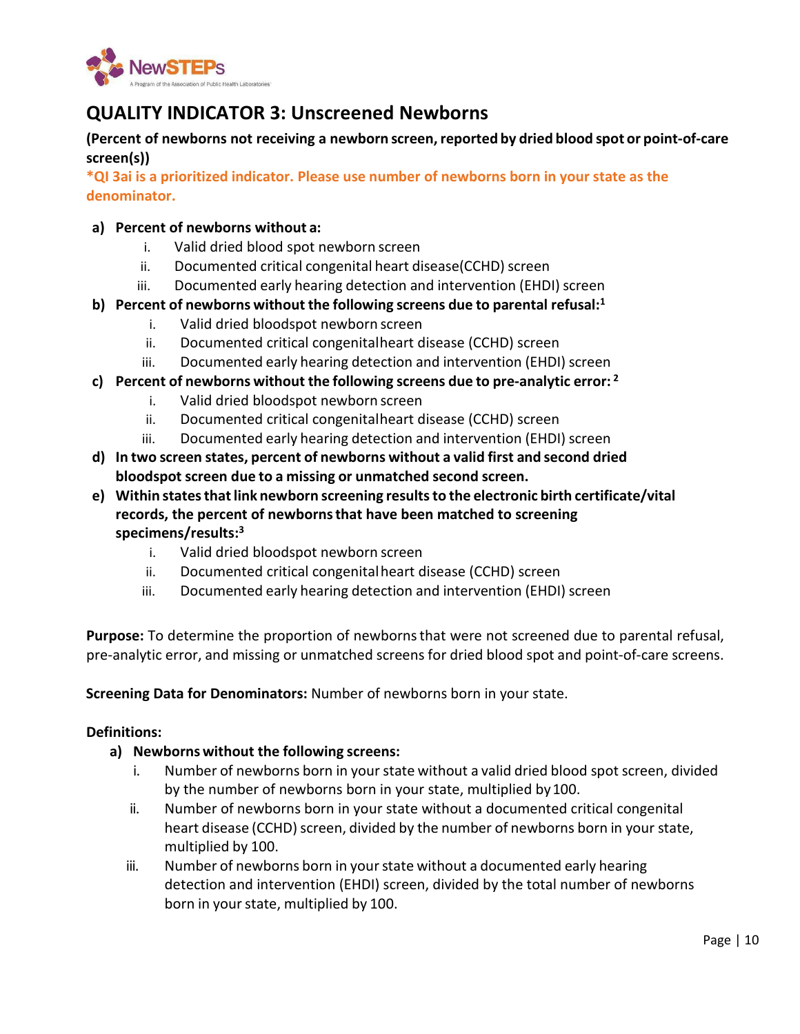# QUALITY INDICATOR 3: Unscreened Newborns

**(Percent of newborns not receiving a newborn screen, reported by dried blood spot or point-of-care screen(s))**

***QI 3ai is a prioritized indicator. Please use number of newborns born in your state as the denominator.**

**a) Percent of newborns without a:**
   i. Valid dried blood spot newborn screen
   ii. Documented critical congenital heart disease(CCHD) screen
   iii. Documented early hearing detection and intervention (EHDI) screen

**b) Percent of newborns without the following screens due to parental refusal:[1]**
   i. Valid dried bloodspot newborn screen
   ii. Documented critical congenitalheart disease (CCHD) screen
   iii. Documented early hearing detection and intervention (EHDI) screen

**c) Percent of newborns without the following screens due to pre-analytic error: [2]**
   i. Valid dried bloodspot newborn screen
   ii. Documented critical congenitalheart disease (CCHD) screen
   iii. Documented early hearing detection and intervention (EHDI) screen

**d) In two screen states, percent of newborns without a valid first and second dried bloodspot screen due to a missing or unmatched second screen.**

**e) Within states that link newborn screening results to the electronic birth certificate/vital records, the percent of newborns that have been matched to screening specimens/results:[3]**
   i. Valid dried bloodspot newborn screen
   ii. Documented critical congenital heart disease (CCHD) screen
   iii. Documented early hearing detection and intervention (EHDI) screen

**Purpose:** To determine the proportion of newborns that were not screened due to parental refusal, pre-analytic error, and missing or unmatched screens for dried blood spot and point-of-care screens.

**Screening Data for Denominators:** Number of newborns born in your state.

**Definitions:**

**a) Newborns without the following screens:**
   i. Number of newborns born in your state without a valid dried blood spot screen, divided by the number of newborns born in your state, multiplied by 100.
   ii. Number of newborns born in your state without a documented critical congenital heart disease (CCHD) screen, divided by the number of newborns born in your state, multiplied by 100.
   iii. Number of newborns born in your state without a documented early hearing detection and intervention (EHDI) screen, divided by the total number of newborns born in your state, multiplied by 100.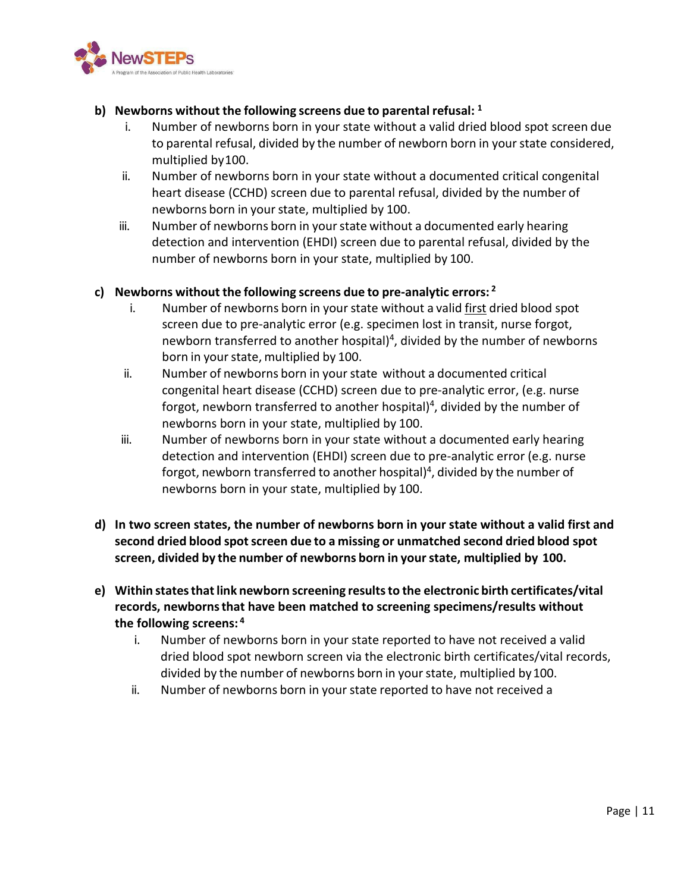**b) Newborns without the following screens due to parental refusal:** [1]

i. Number of newborns born in your state without a valid dried blood spot screen due to parental refusal, divided by the number of newborn born in your state considered, multiplied by 100.

ii. Number of newborns born in your state without a documented critical congenital heart disease (CCHD) screen due to parental refusal, divided by the number of newborns born in your state, multiplied by 100.

iii. Number of newborns born in your state without a documented early hearing detection and intervention (EHDI) screen due to parental refusal, divided by the number of newborns born in your state, multiplied by 100.

**c) Newborns without the following screens due to pre-analytic errors:** [2]

i. Number of newborns born in your state without a valid <u>first</u> dried blood spot screen due to pre-analytic error (e.g. specimen lost in transit, nurse forgot, newborn transferred to another hospital)[4], divided by the number of newborns born in your state, multiplied by 100.

ii. Number of newborns born in your state without a documented critical congenital heart disease (CCHD) screen due to pre-analytic error, (e.g. nurse forgot, newborn transferred to another hospital)[4], divided by the number of newborns born in your state, multiplied by 100.

iii. Number of newborns born in your state without a documented early hearing detection and intervention (EHDI) screen due to pre-analytic error (e.g. nurse forgot, newborn transferred to another hospital)[4], divided by the number of newborns born in your state, multiplied by 100.

**d) In two screen states, the number of newborns born in your state without a valid first and second dried blood spot screen due to a missing or unmatched second dried blood spot screen, divided by the number of newborns born in your state, multiplied by 100.**

**e) Within states that link newborn screening results to the electronic birth certificates/vital records, newborns that have been matched to screening specimens/results without the following screens:** [4]

i. Number of newborns born in your state reported to have not received a valid dried blood spot newborn screen via the electronic birth certificates/vital records, divided by the number of newborns born in your state, multiplied by 100.

ii. Number of newborns born in your state reported to have not received a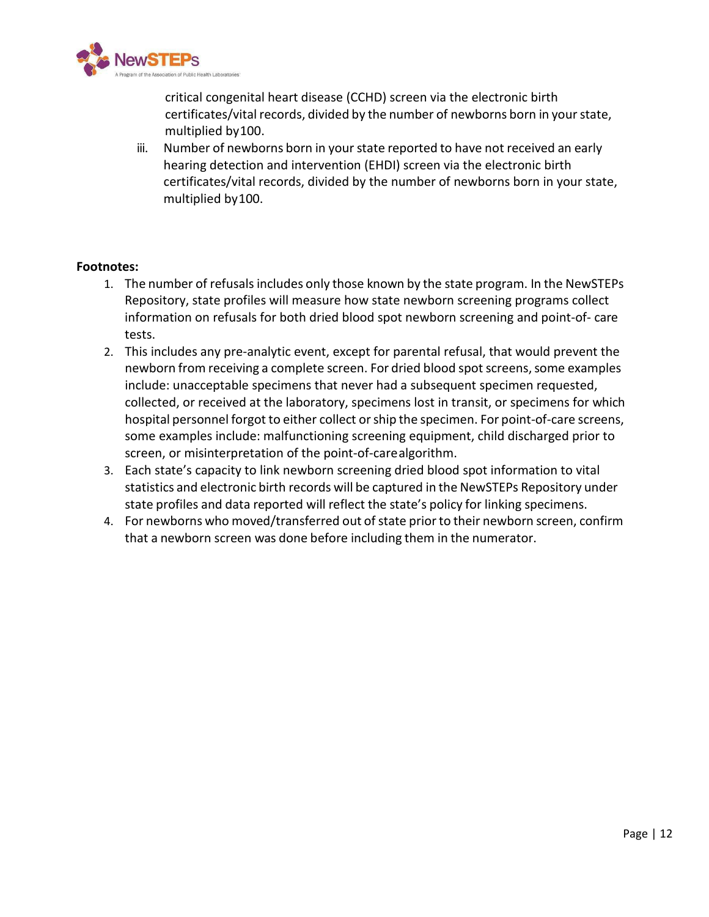critical congenital heart disease (CCHD) screen via the electronic birth certificates/vital records, divided by the number of newborns born in your state, multiplied by 100.

iii. Number of newborns born in your state reported to have not received an early hearing detection and intervention (EHDI) screen via the electronic birth certificates/vital records, divided by the number of newborns born in your state, multiplied by 100.

**Footnotes:**

1. The number of refusals includes only those known by the state program. In the NewSTEPs Repository, state profiles will measure how state newborn screening programs collect information on refusals for both dried blood spot newborn screening and point-of- care tests.
2. This includes any pre-analytic event, except for parental refusal, that would prevent the newborn from receiving a complete screen. For dried blood spot screens, some examples include: unacceptable specimens that never had a subsequent specimen requested, collected, or received at the laboratory, specimens lost in transit, or specimens for which hospital personnel forgot to either collect or ship the specimen. For point-of-care screens, some examples include: malfunctioning screening equipment, child discharged prior to screen, or misinterpretation of the point-of-care algorithm.
3. Each state's capacity to link newborn screening dried blood spot information to vital statistics and electronic birth records will be captured in the NewSTEPs Repository under state profiles and data reported will reflect the state's policy for linking specimens.
4. For newborns who moved/transferred out of state prior to their newborn screen, confirm that a newborn screen was done before including them in the numerator.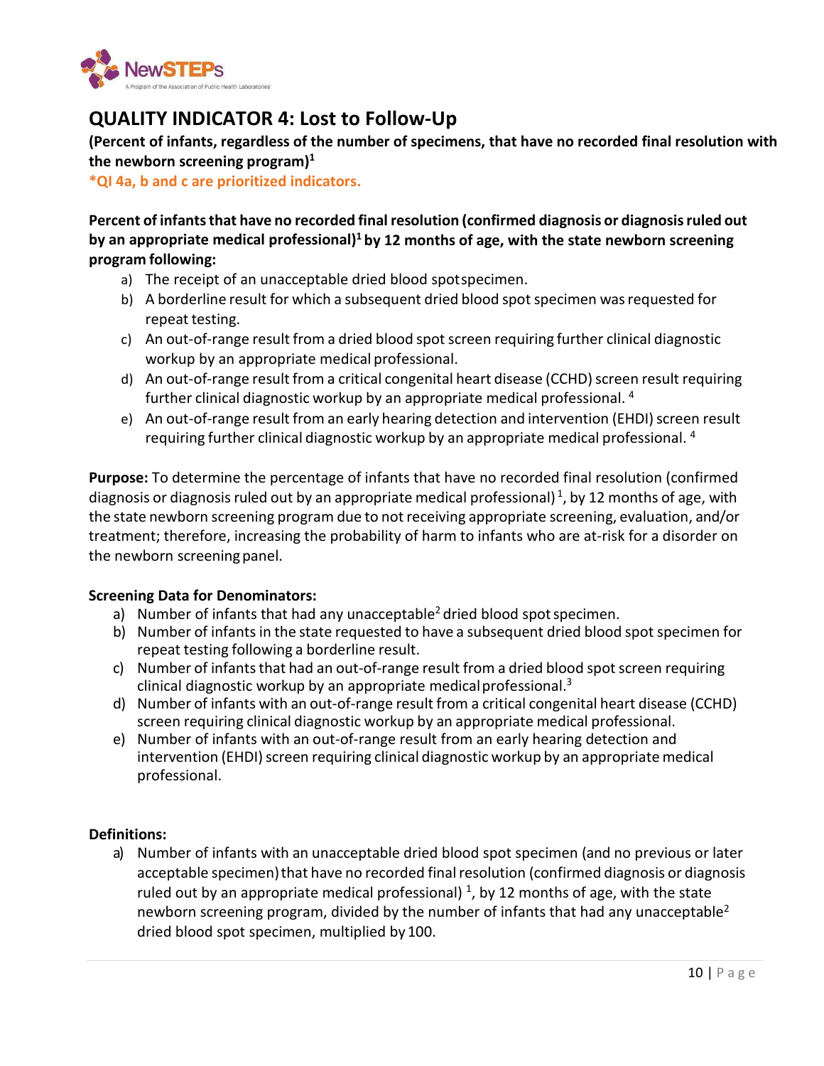# QUALITY INDICATOR 4: Lost to Follow-Up

**(Percent of infants, regardless of the number of specimens, that have no recorded final resolution with the newborn screening program)[1]**

***QI 4a, b and c are prioritized indicators.**

**Percent of infants that have no recorded final resolution (confirmed diagnosis or diagnosis ruled out by an appropriate medical professional)[1] by 12 months of age, with the state newborn screening program following:**

a) The receipt of an unacceptable dried blood spot specimen.
b) A borderline result for which a subsequent dried blood spot specimen was requested for repeat testing.
c) An out-of-range result from a dried blood spot screen requiring further clinical diagnostic workup by an appropriate medical professional.
d) An out-of-range result from a critical congenital heart disease (CCHD) screen result requiring further clinical diagnostic workup by an appropriate medical professional. [4]
e) An out-of-range result from an early hearing detection and intervention (EHDI) screen result requiring further clinical diagnostic workup by an appropriate medical professional. [4]

**Purpose:** To determine the percentage of infants that have no recorded final resolution (confirmed diagnosis or diagnosis ruled out by an appropriate medical professional)[1], by 12 months of age, with the state newborn screening program due to not receiving appropriate screening, evaluation, and/or treatment; therefore, increasing the probability of harm to infants who are at-risk for a disorder on the newborn screening panel.

**Screening Data for Denominators:**

a) Number of infants that had any unacceptable[2] dried blood spot specimen.
b) Number of infants in the state requested to have a subsequent dried blood spot specimen for repeat testing following a borderline result.
c) Number of infants that had an out-of-range result from a dried blood spot screen requiring clinical diagnostic workup by an appropriate medical professional.[3]
d) Number of infants with an out-of-range result from a critical congenital heart disease (CCHD) screen requiring clinical diagnostic workup by an appropriate medical professional.
e) Number of infants with an out-of-range result from an early hearing detection and intervention (EHDI) screen requiring clinical diagnostic workup by an appropriate medical professional.

**Definitions:**

a) Number of infants with an unacceptable dried blood spot specimen (and no previous or later acceptable specimen) that have no recorded final resolution (confirmed diagnosis or diagnosis ruled out by an appropriate medical professional) [1], by 12 months of age, with the state newborn screening program, divided by the number of infants that had any unacceptable[2] dried blood spot specimen, multiplied by 100.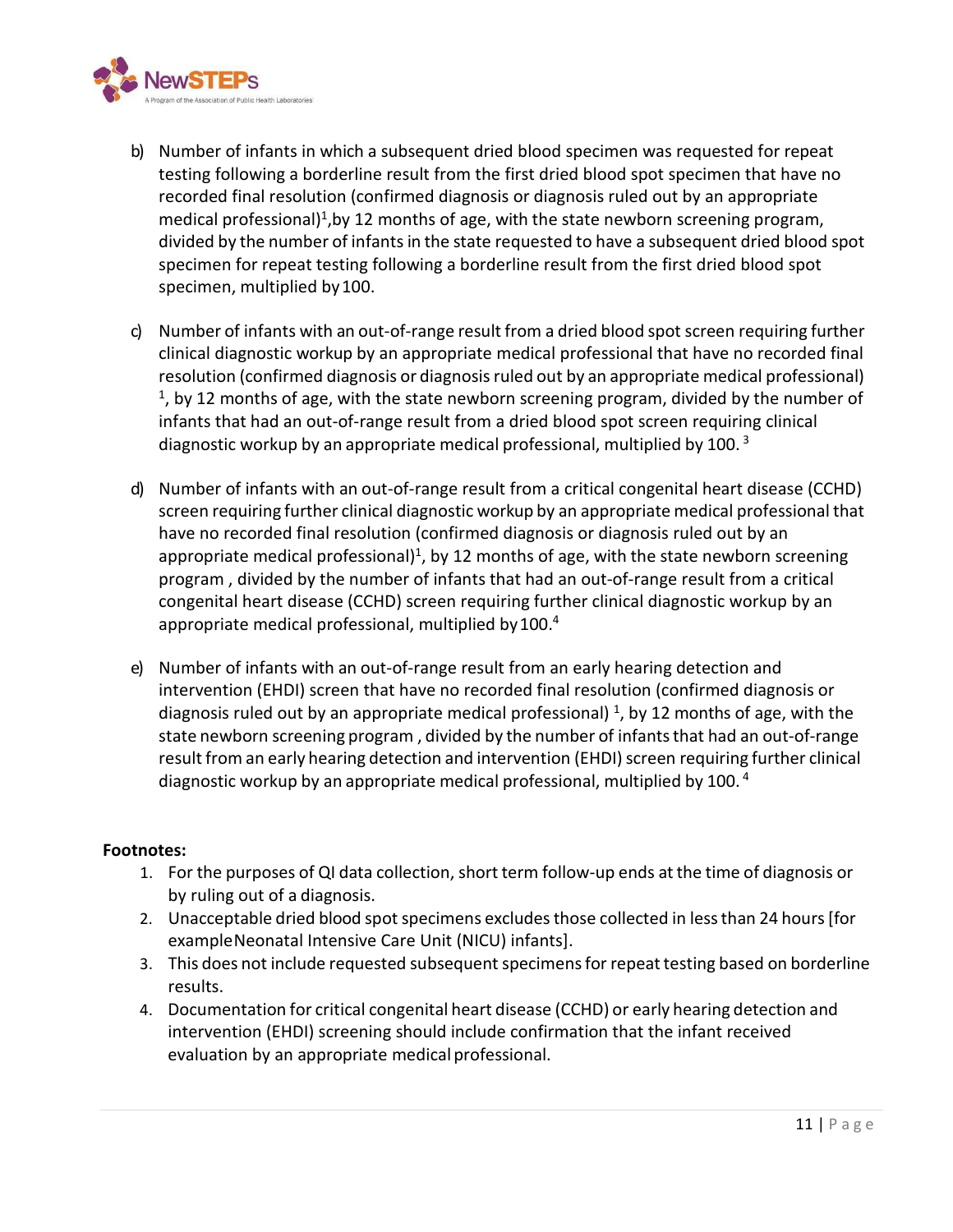b) Number of infants in which a subsequent dried blood specimen was requested for repeat testing following a borderline result from the first dried blood spot specimen that have no recorded final resolution (confirmed diagnosis or diagnosis ruled out by an appropriate medical professional)[1],by 12 months of age, with the state newborn screening program, divided by the number of infants in the state requested to have a subsequent dried blood spot specimen for repeat testing following a borderline result from the first dried blood spot specimen, multiplied by 100.

c) Number of infants with an out-of-range result from a dried blood spot screen requiring further clinical diagnostic workup by an appropriate medical professional that have no recorded final resolution (confirmed diagnosis or diagnosis ruled out by an appropriate medical professional) [1], by 12 months of age, with the state newborn screening program, divided by the number of infants that had an out-of-range result from a dried blood spot screen requiring clinical diagnostic workup by an appropriate medical professional, multiplied by 100. [3]

d) Number of infants with an out-of-range result from a critical congenital heart disease (CCHD) screen requiring further clinical diagnostic workup by an appropriate medical professional that have no recorded final resolution (confirmed diagnosis or diagnosis ruled out by an appropriate medical professional)[1], by 12 months of age, with the state newborn screening program , divided by the number of infants that had an out-of-range result from a critical congenital heart disease (CCHD) screen requiring further clinical diagnostic workup by an appropriate medical professional, multiplied by 100.[4]

e) Number of infants with an out-of-range result from an early hearing detection and intervention (EHDI) screen that have no recorded final resolution (confirmed diagnosis or diagnosis ruled out by an appropriate medical professional) [1], by 12 months of age, with the state newborn screening program , divided by the number of infants that had an out-of-range result from an early hearing detection and intervention (EHDI) screen requiring further clinical diagnostic workup by an appropriate medical professional, multiplied by 100. [4]

**Footnotes:**

1. For the purposes of QI data collection, short term follow-up ends at the time of diagnosis or by ruling out of a diagnosis.
2. Unacceptable dried blood spot specimens excludes those collected in less than 24 hours [for exampleNeonatal Intensive Care Unit (NICU) infants].
3. This does not include requested subsequent specimens for repeat testing based on borderline results.
4. Documentation for critical congenital heart disease (CCHD) or early hearing detection and intervention (EHDI) screening should include confirmation that the infant received evaluation by an appropriate medical professional.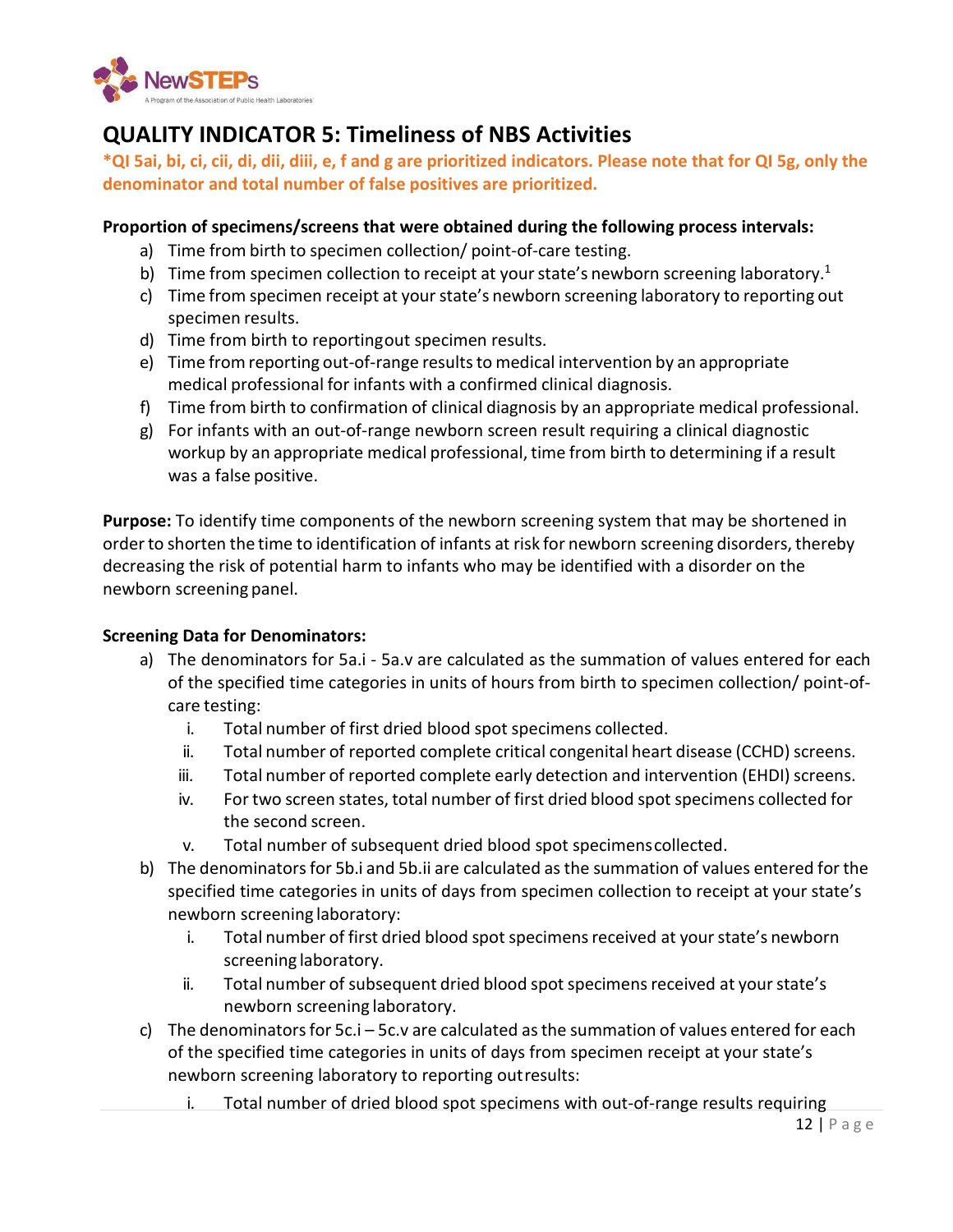# QUALITY INDICATOR 5: Timeliness of NBS Activities

***QI 5ai, bi, ci, cii, di, dii, diii, e, f and g are prioritized indicators. Please note that for QI 5g, only the denominator and total number of false positives are prioritized.**

**Proportion of specimens/screens that were obtained during the following process intervals:**

a) Time from birth to specimen collection/ point-of-care testing.
b) Time from specimen collection to receipt at your state's newborn screening laboratory.[1]
c) Time from specimen receipt at your state's newborn screening laboratory to reporting out specimen results.
d) Time from birth to reporting out specimen results.
e) Time from reporting out-of-range results to medical intervention by an appropriate medical professional for infants with a confirmed clinical diagnosis.
f) Time from birth to confirmation of clinical diagnosis by an appropriate medical professional.
g) For infants with an out-of-range newborn screen result requiring a clinical diagnostic workup by an appropriate medical professional, time from birth to determining if a result was a false positive.

**Purpose:** To identify time components of the newborn screening system that may be shortened in order to shorten the time to identification of infants at risk for newborn screening disorders, thereby decreasing the risk of potential harm to infants who may be identified with a disorder on the newborn screening panel.

**Screening Data for Denominators:**

a) The denominators for 5a.i - 5a.v are calculated as the summation of values entered for each of the specified time categories in units of hours from birth to specimen collection/ point-of-care testing:
   i. Total number of first dried blood spot specimens collected.
   ii. Total number of reported complete critical congenital heart disease (CCHD) screens.
   iii. Total number of reported complete early detection and intervention (EHDI) screens.
   iv. For two screen states, total number of first dried blood spot specimens collected for the second screen.
   v. Total number of subsequent dried blood spot specimens collected.
b) The denominators for 5b.i and 5b.ii are calculated as the summation of values entered for the specified time categories in units of days from specimen collection to receipt at your state's newborn screening laboratory:
   i. Total number of first dried blood spot specimens received at your state's newborn screening laboratory.
   ii. Total number of subsequent dried blood spot specimens received at your state's newborn screening laboratory.
c) The denominators for 5c.i – 5c.v are calculated as the summation of values entered for each of the specified time categories in units of days from specimen receipt at your state's newborn screening laboratory to reporting out results:
   i. Total number of dried blood spot specimens with out-of-range results requiring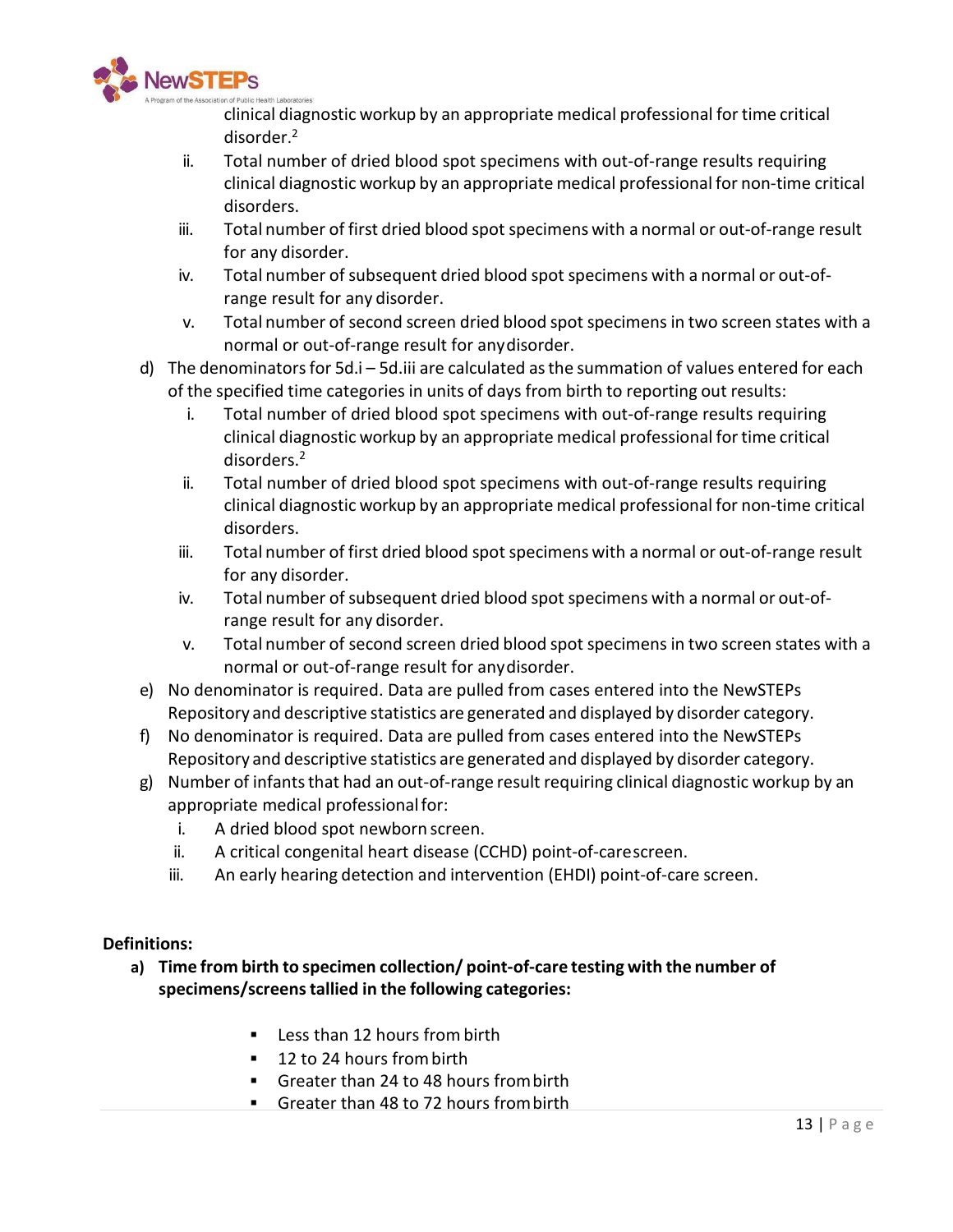clinical diagnostic workup by an appropriate medical professional for time critical disorder.[2]

ii. Total number of dried blood spot specimens with out-of-range results requiring clinical diagnostic workup by an appropriate medical professional for non-time critical disorders.

iii. Total number of first dried blood spot specimens with a normal or out-of-range result for any disorder.

iv. Total number of subsequent dried blood spot specimens with a normal or out-of-range result for any disorder.

v. Total number of second screen dried blood spot specimens in two screen states with a normal or out-of-range result for any disorder.

d) The denominators for 5d.i – 5d.iii are calculated as the summation of values entered for each of the specified time categories in units of days from birth to reporting out results:

   i. Total number of dried blood spot specimens with out-of-range results requiring clinical diagnostic workup by an appropriate medical professional for time critical disorders.[2]

   ii. Total number of dried blood spot specimens with out-of-range results requiring clinical diagnostic workup by an appropriate medical professional for non-time critical disorders.

   iii. Total number of first dried blood spot specimens with a normal or out-of-range result for any disorder.

   iv. Total number of subsequent dried blood spot specimens with a normal or out-of-range result for any disorder.

   v. Total number of second screen dried blood spot specimens in two screen states with a normal or out-of-range result for any disorder.

e) No denominator is required. Data are pulled from cases entered into the NewSTEPs Repository and descriptive statistics are generated and displayed by disorder category.

f) No denominator is required. Data are pulled from cases entered into the NewSTEPs Repository and descriptive statistics are generated and displayed by disorder category.

g) Number of infants that had an out-of-range result requiring clinical diagnostic workup by an appropriate medical professional for:

   i. A dried blood spot newborn screen.

   ii. A critical congenital heart disease (CCHD) point-of-care screen.

   iii. An early hearing detection and intervention (EHDI) point-of-care screen.

**Definitions:**

**a) Time from birth to specimen collection/ point-of-care testing with the number of specimens/screens tallied in the following categories:**

- Less than 12 hours from birth
- 12 to 24 hours from birth
- Greater than 24 to 48 hours from birth
- Greater than 48 to 72 hours from birth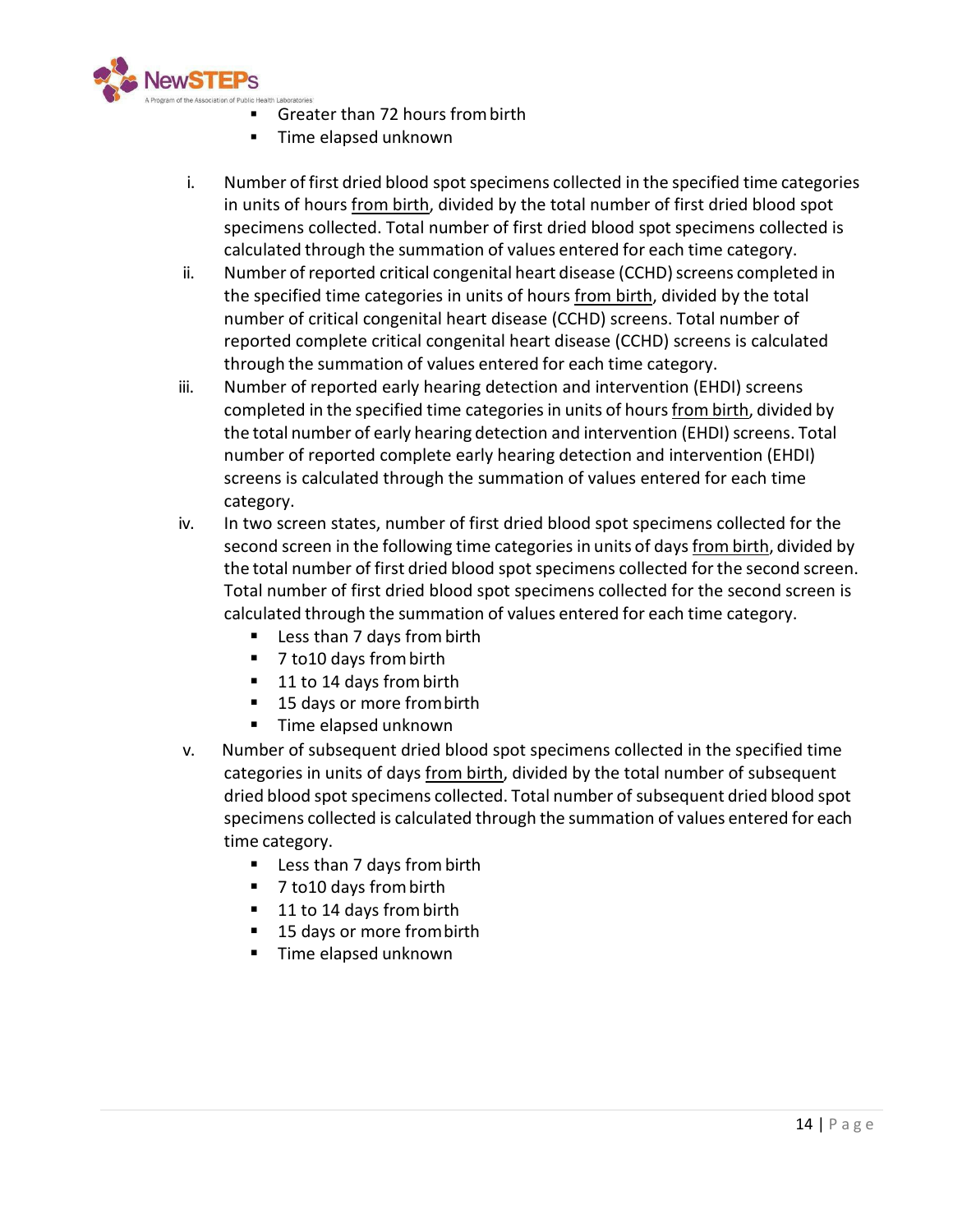- Greater than 72 hours from birth
- Time elapsed unknown

i. Number of first dried blood spot specimens collected in the specified time categories in units of hours from birth, divided by the total number of first dried blood spot specimens collected. Total number of first dried blood spot specimens collected is calculated through the summation of values entered for each time category.

ii. Number of reported critical congenital heart disease (CCHD) screens completed in the specified time categories in units of hours from birth, divided by the total number of critical congenital heart disease (CCHD) screens. Total number of reported complete critical congenital heart disease (CCHD) screens is calculated through the summation of values entered for each time category.

iii. Number of reported early hearing detection and intervention (EHDI) screens completed in the specified time categories in units of hours from birth, divided by the total number of early hearing detection and intervention (EHDI) screens. Total number of reported complete early hearing detection and intervention (EHDI) screens is calculated through the summation of values entered for each time category.

iv. In two screen states, number of first dried blood spot specimens collected for the second screen in the following time categories in units of days from birth, divided by the total number of first dried blood spot specimens collected for the second screen. Total number of first dried blood spot specimens collected for the second screen is calculated through the summation of values entered for each time category.
   - Less than 7 days from birth
   - 7 to10 days from birth
   - 11 to 14 days from birth
   - 15 days or more from birth
   - Time elapsed unknown

v. Number of subsequent dried blood spot specimens collected in the specified time categories in units of days from birth, divided by the total number of subsequent dried blood spot specimens collected. Total number of subsequent dried blood spot specimens collected is calculated through the summation of values entered for each time category.
   - Less than 7 days from birth
   - 7 to10 days from birth
   - 11 to 14 days from birth
   - 15 days or more from birth
   - Time elapsed unknown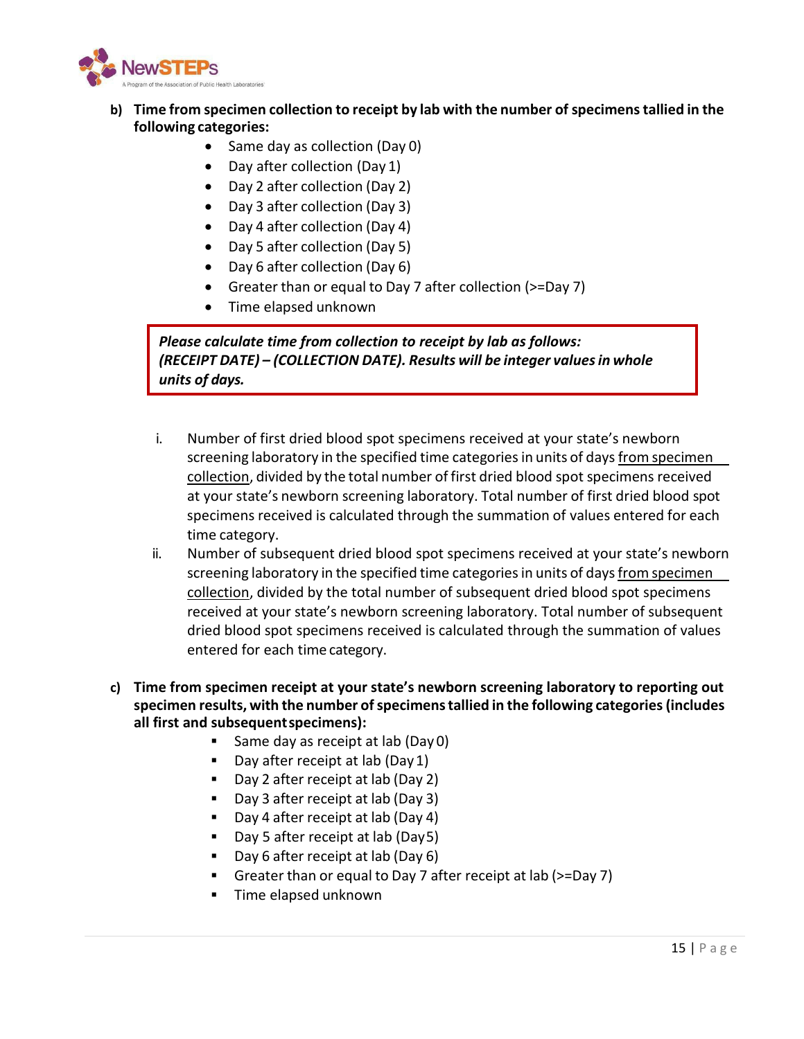b) **Time from specimen collection to receipt by lab with the number of specimens tallied in the following categories:**

- Same day as collection (Day 0)
- Day after collection (Day 1)
- Day 2 after collection (Day 2)
- Day 3 after collection (Day 3)
- Day 4 after collection (Day 4)
- Day 5 after collection (Day 5)
- Day 6 after collection (Day 6)
- Greater than or equal to Day 7 after collection (>=Day 7)
- Time elapsed unknown

> ***Please calculate time from collection to receipt by lab as follows: (RECEIPT DATE) – (COLLECTION DATE). Results will be integer values in whole units of days.***

i. Number of first dried blood spot specimens received at your state's newborn screening laboratory in the specified time categories in units of days from specimen collection, divided by the total number of first dried blood spot specimens received at your state's newborn screening laboratory. Total number of first dried blood spot specimens received is calculated through the summation of values entered for each time category.

ii. Number of subsequent dried blood spot specimens received at your state's newborn screening laboratory in the specified time categories in units of days from specimen collection, divided by the total number of subsequent dried blood spot specimens received at your state's newborn screening laboratory. Total number of subsequent dried blood spot specimens received is calculated through the summation of values entered for each time category.

c) **Time from specimen receipt at your state's newborn screening laboratory to reporting out specimen results, with the number of specimens tallied in the following categories (includes all first and subsequent specimens):**

- Same day as receipt at lab (Day 0)
- Day after receipt at lab (Day 1)
- Day 2 after receipt at lab (Day 2)
- Day 3 after receipt at lab (Day 3)
- Day 4 after receipt at lab (Day 4)
- Day 5 after receipt at lab (Day 5)
- Day 6 after receipt at lab (Day 6)
- Greater than or equal to Day 7 after receipt at lab (>=Day 7)
- Time elapsed unknown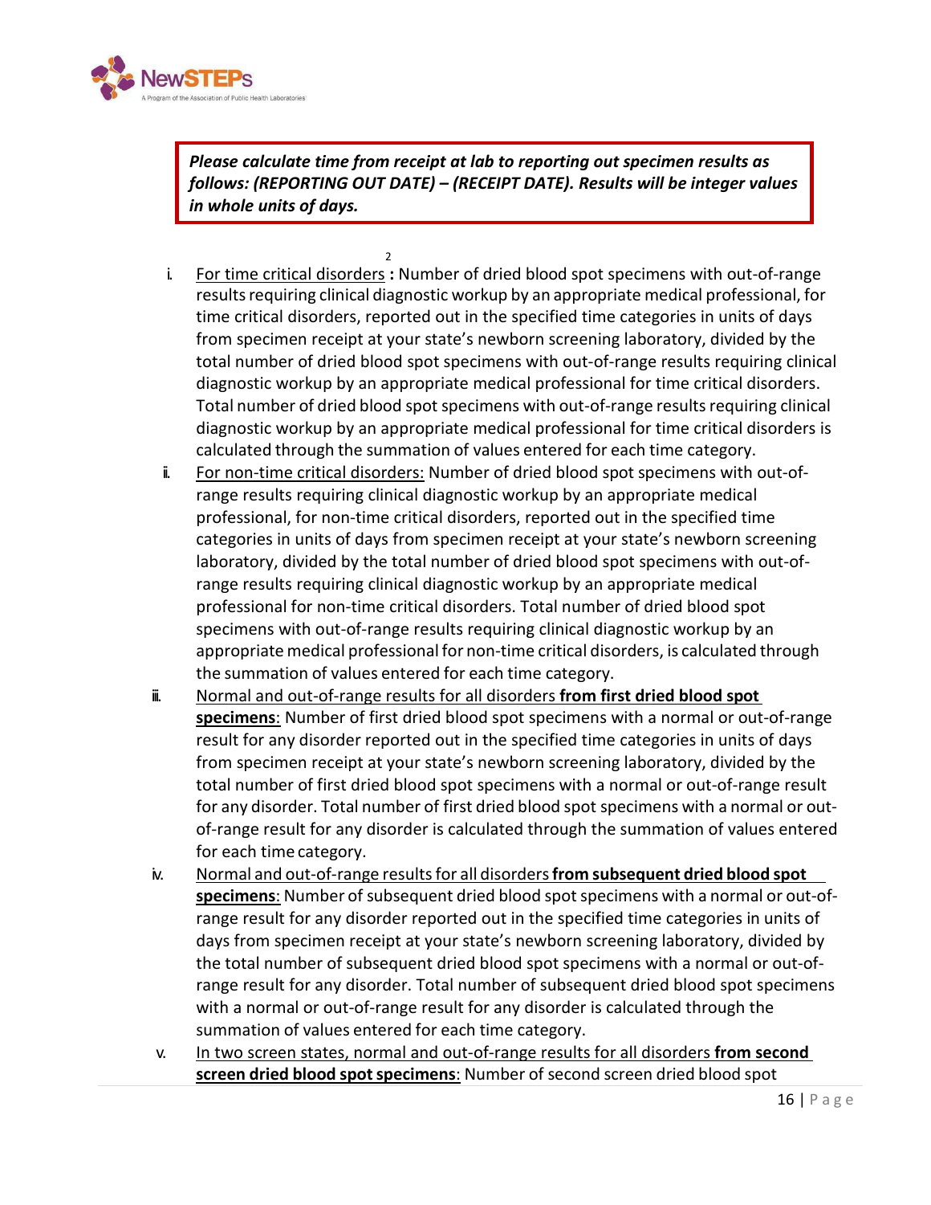***Please calculate time from receipt at lab to reporting out specimen results as follows: (REPORTING OUT DATE) – (RECEIPT DATE). Results will be integer values in whole units of days.***

2

i. For time critical disorders **:** Number of dried blood spot specimens with out-of-range results requiring clinical diagnostic workup by an appropriate medical professional, for time critical disorders, reported out in the specified time categories in units of days from specimen receipt at your state's newborn screening laboratory, divided by the total number of dried blood spot specimens with out-of-range results requiring clinical diagnostic workup by an appropriate medical professional for time critical disorders. Total number of dried blood spot specimens with out-of-range results requiring clinical diagnostic workup by an appropriate medical professional for time critical disorders is calculated through the summation of values entered for each time category.

ii. For non-time critical disorders: Number of dried blood spot specimens with out-of-range results requiring clinical diagnostic workup by an appropriate medical professional, for non-time critical disorders, reported out in the specified time categories in units of days from specimen receipt at your state's newborn screening laboratory, divided by the total number of dried blood spot specimens with out-of-range results requiring clinical diagnostic workup by an appropriate medical professional for non-time critical disorders. Total number of dried blood spot specimens with out-of-range results requiring clinical diagnostic workup by an appropriate medical professional for non-time critical disorders, is calculated through the summation of values entered for each time category.

iii. Normal and out-of-range results for all disorders **from first dried blood spot specimens**: Number of first dried blood spot specimens with a normal or out-of-range result for any disorder reported out in the specified time categories in units of days from specimen receipt at your state's newborn screening laboratory, divided by the total number of first dried blood spot specimens with a normal or out-of-range result for any disorder. Total number of first dried blood spot specimens with a normal or out-of-range result for any disorder is calculated through the summation of values entered for each time category.

iv. Normal and out-of-range results for all disorders **from subsequent dried blood spot specimens**: Number of subsequent dried blood spot specimens with a normal or out-of-range result for any disorder reported out in the specified time categories in units of days from specimen receipt at your state's newborn screening laboratory, divided by the total number of subsequent dried blood spot specimens with a normal or out-of-range result for any disorder. Total number of subsequent dried blood spot specimens with a normal or out-of-range result for any disorder is calculated through the summation of values entered for each time category.

v. In two screen states, normal and out-of-range results for all disorders **from second screen dried blood spot specimens**: Number of second screen dried blood spot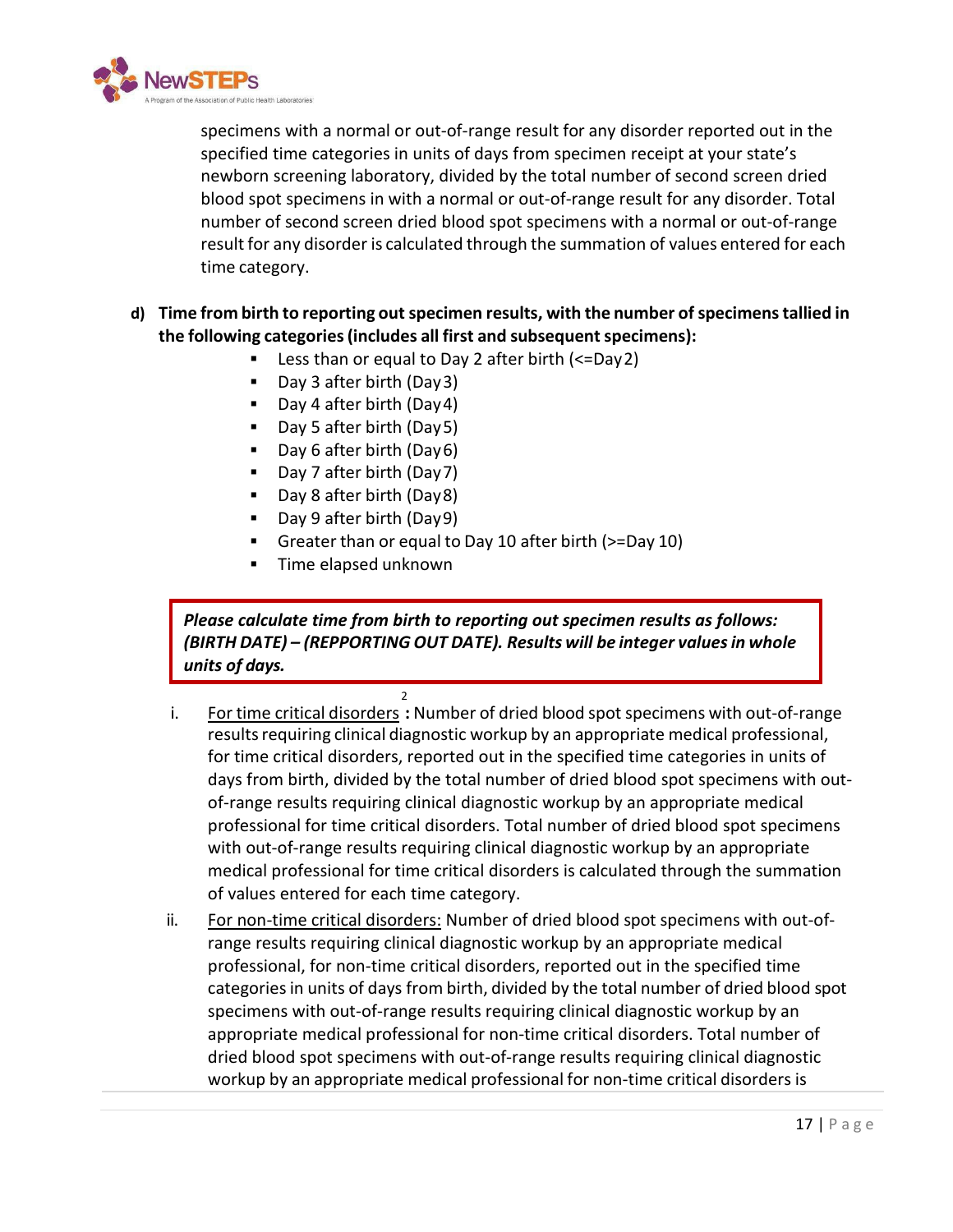specimens with a normal or out-of-range result for any disorder reported out in the specified time categories in units of days from specimen receipt at your state's newborn screening laboratory, divided by the total number of second screen dried blood spot specimens in with a normal or out-of-range result for any disorder. Total number of second screen dried blood spot specimens with a normal or out-of-range result for any disorder is calculated through the summation of values entered for each time category.

**d) Time from birth to reporting out specimen results, with the number of specimens tallied in the following categories (includes all first and subsequent specimens):**

- Less than or equal to Day 2 after birth (<=Day 2)
- Day 3 after birth (Day 3)
- Day 4 after birth (Day 4)
- Day 5 after birth (Day 5)
- Day 6 after birth (Day 6)
- Day 7 after birth (Day 7)
- Day 8 after birth (Day 8)
- Day 9 after birth (Day 9)
- Greater than or equal to Day 10 after birth (>=Day 10)
- Time elapsed unknown

> ***Please calculate time from birth to reporting out specimen results as follows: (BIRTH DATE) – (REPPORTING OUT DATE). Results will be integer values in whole units of days.***

i. For time critical disorders[2] **:** Number of dried blood spot specimens with out-of-range results requiring clinical diagnostic workup by an appropriate medical professional, for time critical disorders, reported out in the specified time categories in units of days from birth, divided by the total number of dried blood spot specimens with out-of-range results requiring clinical diagnostic workup by an appropriate medical professional for time critical disorders. Total number of dried blood spot specimens with out-of-range results requiring clinical diagnostic workup by an appropriate medical professional for time critical disorders is calculated through the summation of values entered for each time category.

ii. For non-time critical disorders: Number of dried blood spot specimens with out-of-range results requiring clinical diagnostic workup by an appropriate medical professional, for non-time critical disorders, reported out in the specified time categories in units of days from birth, divided by the total number of dried blood spot specimens with out-of-range results requiring clinical diagnostic workup by an appropriate medical professional for non-time critical disorders. Total number of dried blood spot specimens with out-of-range results requiring clinical diagnostic workup by an appropriate medical professional for non-time critical disorders is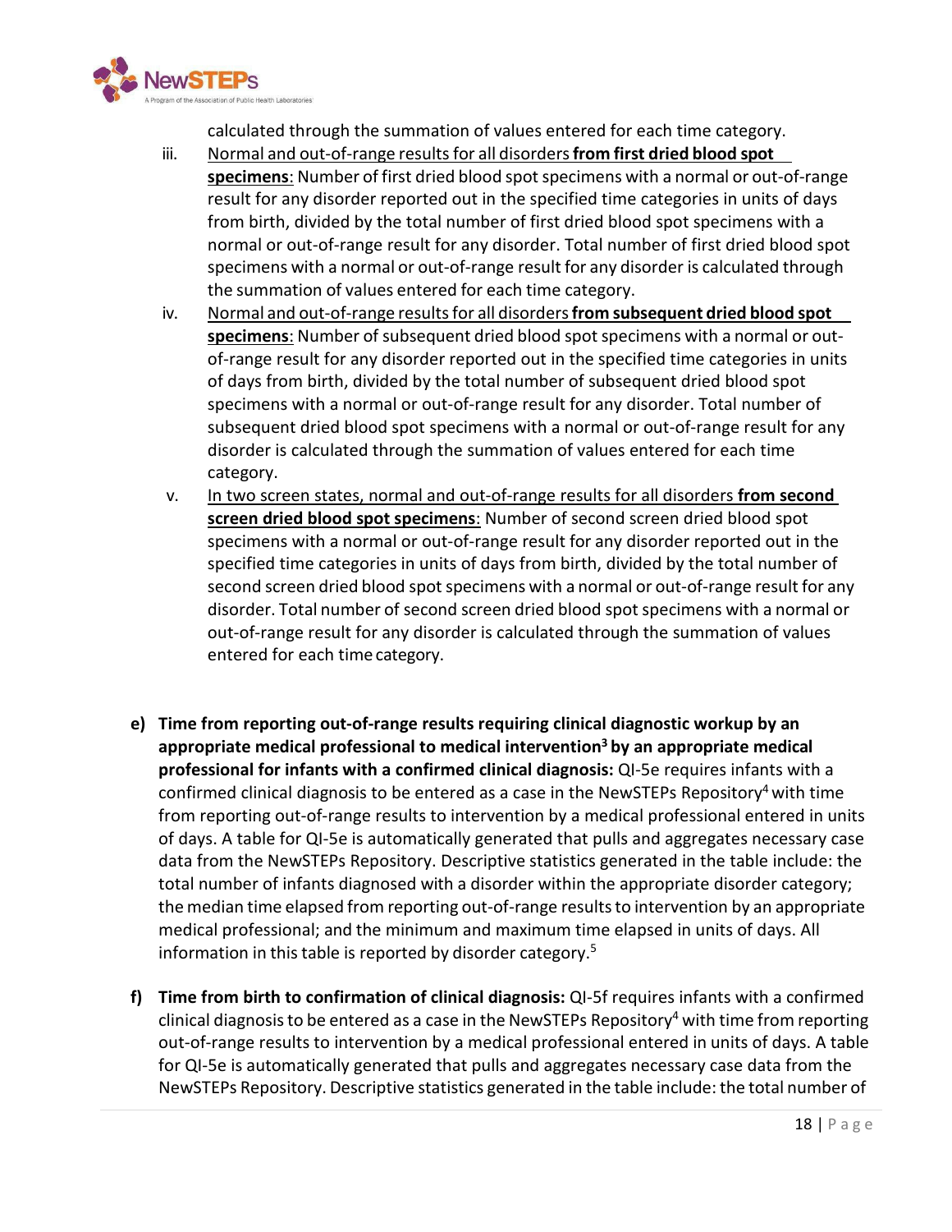calculated through the summation of values entered for each time category.

iii. Normal and out-of-range results for all disorders **from first dried blood spot specimens**: Number of first dried blood spot specimens with a normal or out-of-range result for any disorder reported out in the specified time categories in units of days from birth, divided by the total number of first dried blood spot specimens with a normal or out-of-range result for any disorder. Total number of first dried blood spot specimens with a normal or out-of-range result for any disorder is calculated through the summation of values entered for each time category.

iv. Normal and out-of-range results for all disorders **from subsequent dried blood spot specimens**: Number of subsequent dried blood spot specimens with a normal or out-of-range result for any disorder reported out in the specified time categories in units of days from birth, divided by the total number of subsequent dried blood spot specimens with a normal or out-of-range result for any disorder. Total number of subsequent dried blood spot specimens with a normal or out-of-range result for any disorder is calculated through the summation of values entered for each time category.

v. In two screen states, normal and out-of-range results for all disorders **from second screen dried blood spot specimens**: Number of second screen dried blood spot specimens with a normal or out-of-range result for any disorder reported out in the specified time categories in units of days from birth, divided by the total number of second screen dried blood spot specimens with a normal or out-of-range result for any disorder. Total number of second screen dried blood spot specimens with a normal or out-of-range result for any disorder is calculated through the summation of values entered for each time category.

e) **Time from reporting out-of-range results requiring clinical diagnostic workup by an appropriate medical professional to medical intervention[3] by an appropriate medical professional for infants with a confirmed clinical diagnosis:** QI-5e requires infants with a confirmed clinical diagnosis to be entered as a case in the NewSTEPs Repository[4] with time from reporting out-of-range results to intervention by a medical professional entered in units of days. A table for QI-5e is automatically generated that pulls and aggregates necessary case data from the NewSTEPs Repository. Descriptive statistics generated in the table include: the total number of infants diagnosed with a disorder within the appropriate disorder category; the median time elapsed from reporting out-of-range results to intervention by an appropriate medical professional; and the minimum and maximum time elapsed in units of days. All information in this table is reported by disorder category.[5]

f) **Time from birth to confirmation of clinical diagnosis:** QI-5f requires infants with a confirmed clinical diagnosis to be entered as a case in the NewSTEPs Repository[4] with time from reporting out-of-range results to intervention by a medical professional entered in units of days. A table for QI-5e is automatically generated that pulls and aggregates necessary case data from the NewSTEPs Repository. Descriptive statistics generated in the table include: the total number of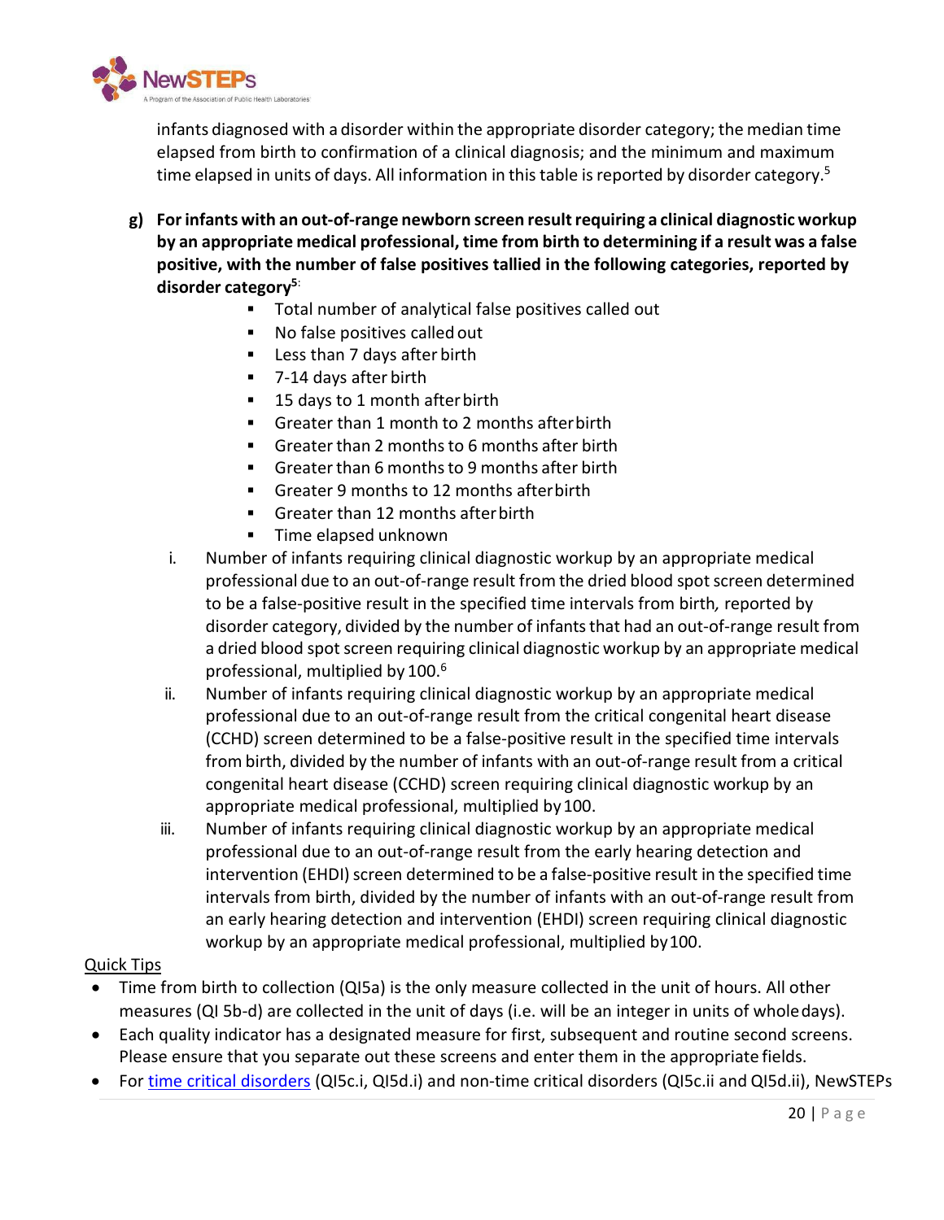infants diagnosed with a disorder within the appropriate disorder category; the median time elapsed from birth to confirmation of a clinical diagnosis; and the minimum and maximum time elapsed in units of days. All information in this table is reported by disorder category.[5]

**g) For infants with an out-of-range newborn screen result requiring a clinical diagnostic workup by an appropriate medical professional, time from birth to determining if a result was a false positive, with the number of false positives tallied in the following categories, reported by disorder category[5]:**

- Total number of analytical false positives called out
- No false positives called out
- Less than 7 days after birth
- 7-14 days after birth
- 15 days to 1 month after birth
- Greater than 1 month to 2 months after birth
- Greater than 2 months to 6 months after birth
- Greater than 6 months to 9 months after birth
- Greater 9 months to 12 months after birth
- Greater than 12 months after birth
- Time elapsed unknown

i. Number of infants requiring clinical diagnostic workup by an appropriate medical professional due to an out-of-range result from the dried blood spot screen determined to be a false-positive result in the specified time intervals from birth, reported by disorder category, divided by the number of infants that had an out-of-range result from a dried blood spot screen requiring clinical diagnostic workup by an appropriate medical professional, multiplied by 100.[6]

ii. Number of infants requiring clinical diagnostic workup by an appropriate medical professional due to an out-of-range result from the critical congenital heart disease (CCHD) screen determined to be a false-positive result in the specified time intervals from birth, divided by the number of infants with an out-of-range result from a critical congenital heart disease (CCHD) screen requiring clinical diagnostic workup by an appropriate medical professional, multiplied by 100.

iii. Number of infants requiring clinical diagnostic workup by an appropriate medical professional due to an out-of-range result from the early hearing detection and intervention (EHDI) screen determined to be a false-positive result in the specified time intervals from birth, divided by the number of infants with an out-of-range result from an early hearing detection and intervention (EHDI) screen requiring clinical diagnostic workup by an appropriate medical professional, multiplied by 100.

Quick Tips

- Time from birth to collection (QI5a) is the only measure collected in the unit of hours. All other measures (QI 5b-d) are collected in the unit of days (i.e. will be an integer in units of whole days).
- Each quality indicator has a designated measure for first, subsequent and routine second screens. Please ensure that you separate out these screens and enter them in the appropriate fields.
- For time critical disorders (QI5c.i, QI5d.i) and non-time critical disorders (QI5c.ii and QI5d.ii), NewSTEPs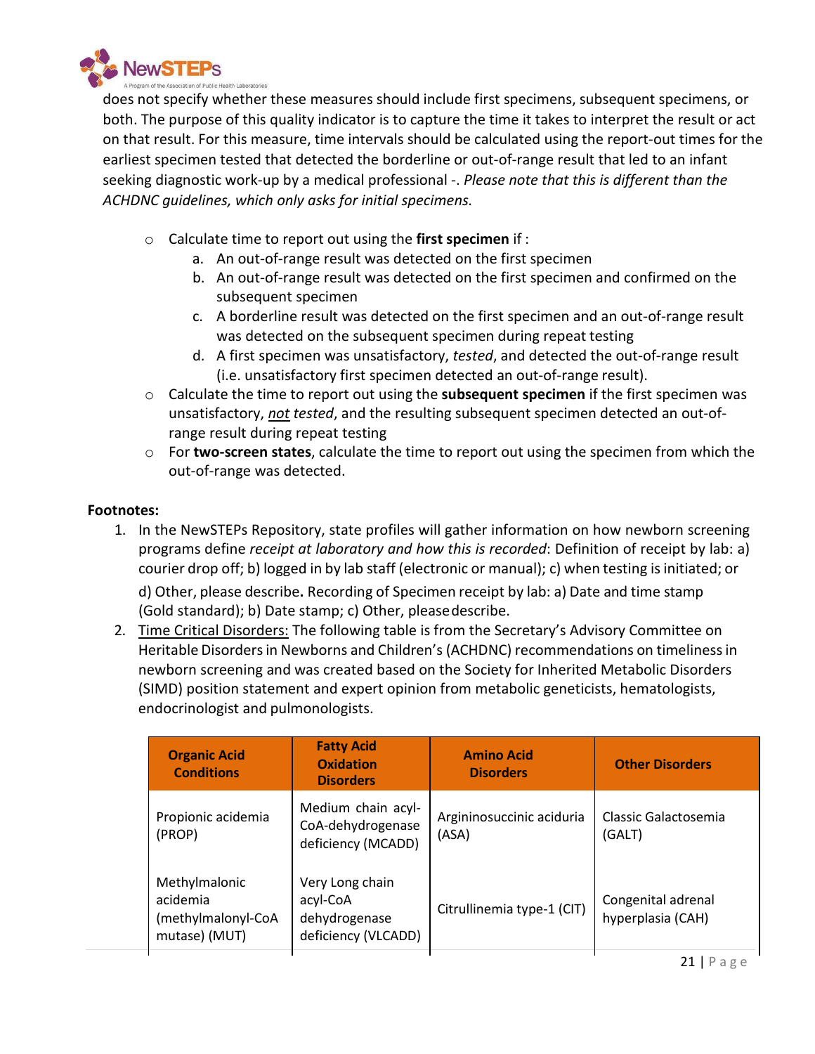does not specify whether these measures should include first specimens, subsequent specimens, or both. The purpose of this quality indicator is to capture the time it takes to interpret the result or act on that result. For this measure, time intervals should be calculated using the report-out times for the earliest specimen tested that detected the borderline or out-of-range result that led to an infant seeking diagnostic work-up by a medical professional -. *Please note that this is different than the ACHDNC guidelines, which only asks for initial specimens.*

- Calculate time to report out using the **first specimen** if :
  a. An out-of-range result was detected on the first specimen
  b. An out-of-range result was detected on the first specimen and confirmed on the subsequent specimen
  c. A borderline result was detected on the first specimen and an out-of-range result was detected on the subsequent specimen during repeat testing
  d. A first specimen was unsatisfactory, *tested*, and detected the out-of-range result (i.e. unsatisfactory first specimen detected an out-of-range result).
- Calculate the time to report out using the **subsequent specimen** if the first specimen was unsatisfactory, *not tested*, and the resulting subsequent specimen detected an out-of-range result during repeat testing
- For **two-screen states**, calculate the time to report out using the specimen from which the out-of-range was detected.

**Footnotes:**

1. In the NewSTEPs Repository, state profiles will gather information on how newborn screening programs define *receipt at laboratory and how this is recorded*: Definition of receipt by lab: a) courier drop off; b) logged in by lab staff (electronic or manual); c) when testing is initiated; or d) Other, please describe**.** Recording of Specimen receipt by lab: a) Date and time stamp (Gold standard); b) Date stamp; c) Other, please describe.
2. Time Critical Disorders: The following table is from the Secretary's Advisory Committee on Heritable Disorders in Newborns and Children's (ACHDNC) recommendations on timeliness in newborn screening and was created based on the Society for Inherited Metabolic Disorders (SIMD) position statement and expert opinion from metabolic geneticists, hematologists, endocrinologist and pulmonologists.

| Organic Acid Conditions | Fatty Acid Oxidation Disorders | Amino Acid Disorders | Other Disorders |
|---|---|---|---|
| Propionic acidemia (PROP) | Medium chain acyl-CoA-dehydrogenase deficiency (MCADD) | Argininosuccinic aciduria (ASA) | Classic Galactosemia (GALT) |
| Methylmalonic acidemia (methylmalonyl-CoA mutase) (MUT) | Very Long chain acyl-CoA dehydrogenase deficiency (VLCADD) | Citrullinemia type-1 (CIT) | Congenital adrenal hyperplasia (CAH) |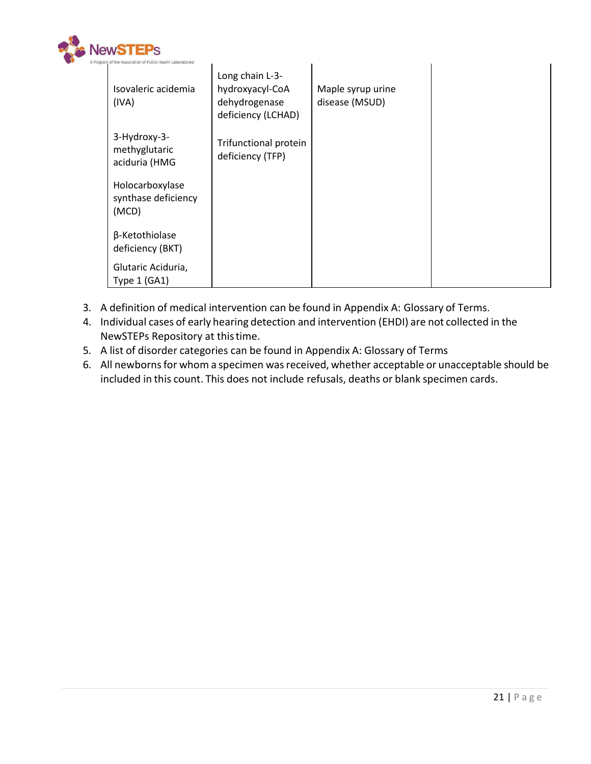| | | | |
|---|---|---|---|
| Isovaleric acidemia (IVA)<br><br>3-Hydroxy-3-methylglutaric aciduria (HMG<br><br>Holocarboxylase synthase deficiency (MCD)<br><br>β-Ketothiolase deficiency (BKT)<br><br>Glutaric Aciduria, Type 1 (GA1) | Long chain L-3-hydroxyacyl-CoA dehydrogenase deficiency (LCHAD)<br><br>Trifunctional protein deficiency (TFP) | Maple syrup urine disease (MSUD) | |

3. A definition of medical intervention can be found in Appendix A: Glossary of Terms.
4. Individual cases of early hearing detection and intervention (EHDI) are not collected in the NewSTEPs Repository at this time.
5. A list of disorder categories can be found in Appendix A: Glossary of Terms
6. All newborns for whom a specimen was received, whether acceptable or unacceptable should be included in this count. This does not include refusals, deaths or blank specimen cards.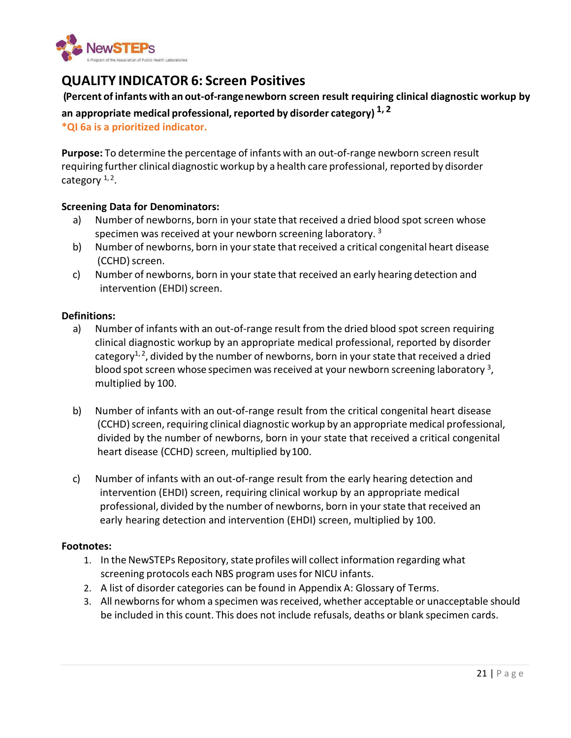# QUALITY INDICATOR 6: Screen Positives

**(Percent of infants with an out-of-range newborn screen result requiring clinical diagnostic workup by an appropriate medical professional, reported by disorder category)** [1, 2]

***QI 6a is a prioritized indicator.**

**Purpose:** To determine the percentage of infants with an out-of-range newborn screen result requiring further clinical diagnostic workup by a health care professional, reported by disorder category [1, 2].

**Screening Data for Denominators:**

a) Number of newborns, born in your state that received a dried blood spot screen whose specimen was received at your newborn screening laboratory. [3]

b) Number of newborns, born in your state that received a critical congenital heart disease (CCHD) screen.

c) Number of newborns, born in your state that received an early hearing detection and intervention (EHDI) screen.

**Definitions:**

a) Number of infants with an out-of-range result from the dried blood spot screen requiring clinical diagnostic workup by an appropriate medical professional, reported by disorder category[1, 2], divided by the number of newborns, born in your state that received a dried blood spot screen whose specimen was received at your newborn screening laboratory [3], multiplied by 100.

b) Number of infants with an out-of-range result from the critical congenital heart disease (CCHD) screen, requiring clinical diagnostic workup by an appropriate medical professional, divided by the number of newborns, born in your state that received a critical congenital heart disease (CCHD) screen, multiplied by 100.

c) Number of infants with an out-of-range result from the early hearing detection and intervention (EHDI) screen, requiring clinical workup by an appropriate medical professional, divided by the number of newborns, born in your state that received an early hearing detection and intervention (EHDI) screen, multiplied by 100.

**Footnotes:**

1. In the NewSTEPs Repository, state profiles will collect information regarding what screening protocols each NBS program uses for NICU infants.
2. A list of disorder categories can be found in Appendix A: Glossary of Terms.
3. All newborns for whom a specimen was received, whether acceptable or unacceptable should be included in this count. This does not include refusals, deaths or blank specimen cards.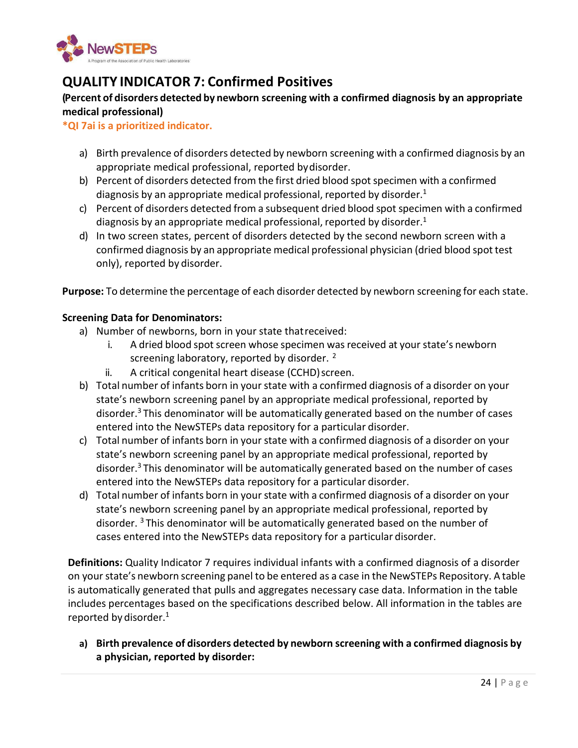## QUALITY INDICATOR 7: Confirmed Positives

**(Percent of disorders detected by newborn screening with a confirmed diagnosis by an appropriate medical professional)**

***QI 7ai is a prioritized indicator.**

a) Birth prevalence of disorders detected by newborn screening with a confirmed diagnosis by an appropriate medical professional, reported by disorder.
b) Percent of disorders detected from the first dried blood spot specimen with a confirmed diagnosis by an appropriate medical professional, reported by disorder.[1]
c) Percent of disorders detected from a subsequent dried blood spot specimen with a confirmed diagnosis by an appropriate medical professional, reported by disorder.[1]
d) In two screen states, percent of disorders detected by the second newborn screen with a confirmed diagnosis by an appropriate medical professional physician (dried blood spot test only), reported by disorder.

**Purpose:** To determine the percentage of each disorder detected by newborn screening for each state.

**Screening Data for Denominators:**

a) Number of newborns, born in your state that received:
   i. A dried blood spot screen whose specimen was received at your state's newborn screening laboratory, reported by disorder. [2]
   ii. A critical congenital heart disease (CCHD) screen.
b) Total number of infants born in your state with a confirmed diagnosis of a disorder on your state's newborn screening panel by an appropriate medical professional, reported by disorder.[3] This denominator will be automatically generated based on the number of cases entered into the NewSTEPs data repository for a particular disorder.
c) Total number of infants born in your state with a confirmed diagnosis of a disorder on your state's newborn screening panel by an appropriate medical professional, reported by disorder.[3] This denominator will be automatically generated based on the number of cases entered into the NewSTEPs data repository for a particular disorder.
d) Total number of infants born in your state with a confirmed diagnosis of a disorder on your state's newborn screening panel by an appropriate medical professional, reported by disorder. [3] This denominator will be automatically generated based on the number of cases entered into the NewSTEPs data repository for a particular disorder.

**Definitions:** Quality Indicator 7 requires individual infants with a confirmed diagnosis of a disorder on your state's newborn screening panel to be entered as a case in the NewSTEPs Repository. A table is automatically generated that pulls and aggregates necessary case data. Information in the table includes percentages based on the specifications described below. All information in the tables are reported by disorder.[1]

**a) Birth prevalence of disorders detected by newborn screening with a confirmed diagnosis by a physician, reported by disorder:**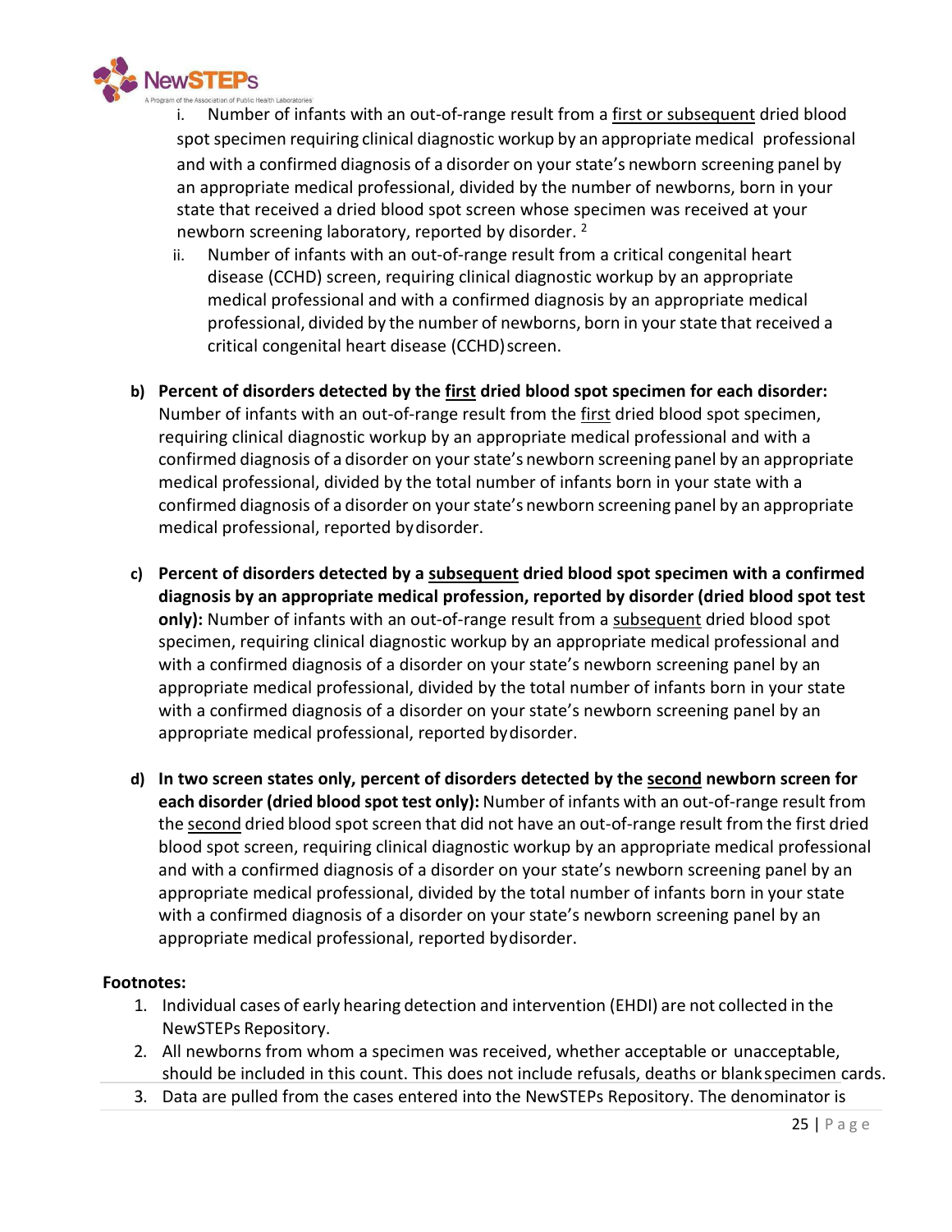i. Number of infants with an out-of-range result from a first or subsequent dried blood spot specimen requiring clinical diagnostic workup by an appropriate medical professional and with a confirmed diagnosis of a disorder on your state's newborn screening panel by an appropriate medical professional, divided by the number of newborns, born in your state that received a dried blood spot screen whose specimen was received at your newborn screening laboratory, reported by disorder. [2]

ii. Number of infants with an out-of-range result from a critical congenital heart disease (CCHD) screen, requiring clinical diagnostic workup by an appropriate medical professional and with a confirmed diagnosis by an appropriate medical professional, divided by the number of newborns, born in your state that received a critical congenital heart disease (CCHD) screen.

b) **Percent of disorders detected by the first dried blood spot specimen for each disorder:** Number of infants with an out-of-range result from the first dried blood spot specimen, requiring clinical diagnostic workup by an appropriate medical professional and with a confirmed diagnosis of a disorder on your state's newborn screening panel by an appropriate medical professional, divided by the total number of infants born in your state with a confirmed diagnosis of a disorder on your state's newborn screening panel by an appropriate medical professional, reported by disorder.

c) **Percent of disorders detected by a subsequent dried blood spot specimen with a confirmed diagnosis by an appropriate medical profession, reported by disorder (dried blood spot test only):** Number of infants with an out-of-range result from a subsequent dried blood spot specimen, requiring clinical diagnostic workup by an appropriate medical professional and with a confirmed diagnosis of a disorder on your state's newborn screening panel by an appropriate medical professional, divided by the total number of infants born in your state with a confirmed diagnosis of a disorder on your state's newborn screening panel by an appropriate medical professional, reported by disorder.

d) **In two screen states only, percent of disorders detected by the second newborn screen for each disorder (dried blood spot test only):** Number of infants with an out-of-range result from the second dried blood spot screen that did not have an out-of-range result from the first dried blood spot screen, requiring clinical diagnostic workup by an appropriate medical professional and with a confirmed diagnosis of a disorder on your state's newborn screening panel by an appropriate medical professional, divided by the total number of infants born in your state with a confirmed diagnosis of a disorder on your state's newborn screening panel by an appropriate medical professional, reported by disorder.

**Footnotes:**

1. Individual cases of early hearing detection and intervention (EHDI) are not collected in the NewSTEPs Repository.
2. All newborns from whom a specimen was received, whether acceptable or unacceptable, should be included in this count. This does not include refusals, deaths or blank specimen cards.
3. Data are pulled from the cases entered into the NewSTEPs Repository. The denominator is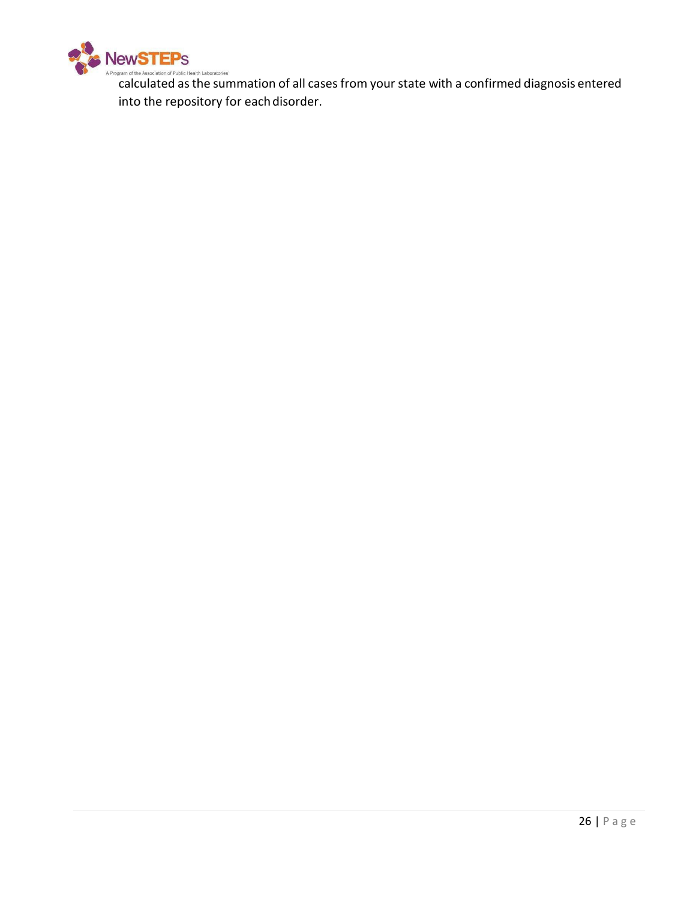calculated as the summation of all cases from your state with a confirmed diagnosis entered into the repository for each disorder.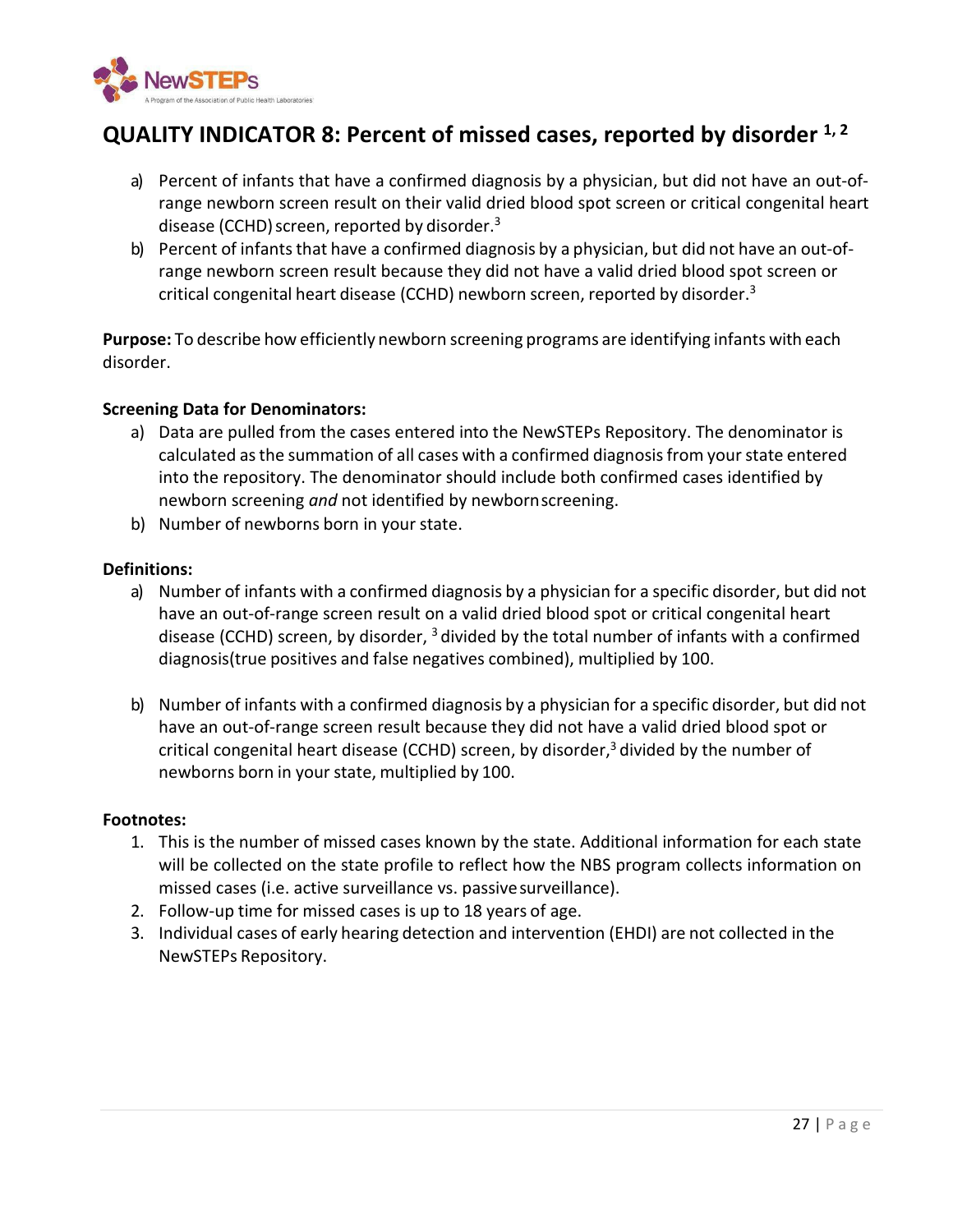## QUALITY INDICATOR 8: Percent of missed cases, reported by disorder [1, 2]

a) Percent of infants that have a confirmed diagnosis by a physician, but did not have an out-of-range newborn screen result on their valid dried blood spot screen or critical congenital heart disease (CCHD) screen, reported by disorder.[3]

b) Percent of infants that have a confirmed diagnosis by a physician, but did not have an out-of-range newborn screen result because they did not have a valid dried blood spot screen or critical congenital heart disease (CCHD) newborn screen, reported by disorder.[3]

**Purpose:** To describe how efficiently newborn screening programs are identifying infants with each disorder.

**Screening Data for Denominators:**

a) Data are pulled from the cases entered into the NewSTEPs Repository. The denominator is calculated as the summation of all cases with a confirmed diagnosis from your state entered into the repository. The denominator should include both confirmed cases identified by newborn screening *and* not identified by newborn screening.

b) Number of newborns born in your state.

**Definitions:**

a) Number of infants with a confirmed diagnosis by a physician for a specific disorder, but did not have an out-of-range screen result on a valid dried blood spot or critical congenital heart disease (CCHD) screen, by disorder, [3] divided by the total number of infants with a confirmed diagnosis(true positives and false negatives combined), multiplied by 100.

b) Number of infants with a confirmed diagnosis by a physician for a specific disorder, but did not have an out-of-range screen result because they did not have a valid dried blood spot or critical congenital heart disease (CCHD) screen, by disorder,[3] divided by the number of newborns born in your state, multiplied by 100.

**Footnotes:**

1. This is the number of missed cases known by the state. Additional information for each state will be collected on the state profile to reflect how the NBS program collects information on missed cases (i.e. active surveillance vs. passive surveillance).
2. Follow-up time for missed cases is up to 18 years of age.
3. Individual cases of early hearing detection and intervention (EHDI) are not collected in the NewSTEPs Repository.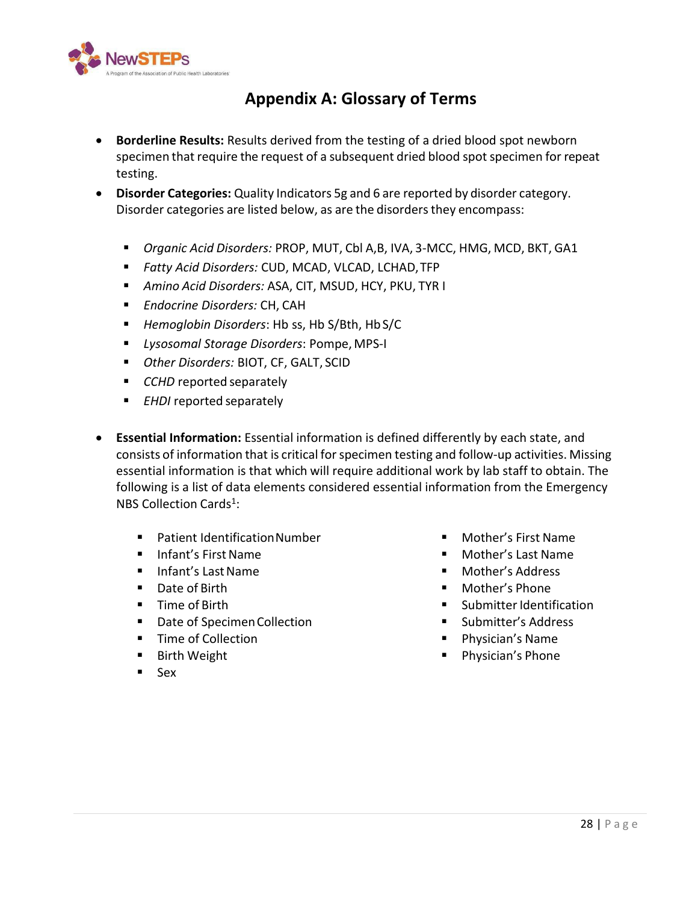# Appendix A: Glossary of Terms

- **Borderline Results:** Results derived from the testing of a dried blood spot newborn specimen that require the request of a subsequent dried blood spot specimen for repeat testing.
- **Disorder Categories:** Quality Indicators 5g and 6 are reported by disorder category. Disorder categories are listed below, as are the disorders they encompass:
  - *Organic Acid Disorders:* PROP, MUT, Cbl A,B, IVA, 3-MCC, HMG, MCD, BKT, GA1
  - *Fatty Acid Disorders:* CUD, MCAD, VLCAD, LCHAD, TFP
  - *Amino Acid Disorders:* ASA, CIT, MSUD, HCY, PKU, TYR I
  - *Endocrine Disorders:* CH, CAH
  - *Hemoglobin Disorders*: Hb ss, Hb S/Bth, Hb S/C
  - *Lysosomal Storage Disorders*: Pompe, MPS-I
  - *Other Disorders:* BIOT, CF, GALT, SCID
  - *CCHD* reported separately
  - *EHDI* reported separately
- **Essential Information:** Essential information is defined differently by each state, and consists of information that is critical for specimen testing and follow-up activities. Missing essential information is that which will require additional work by lab staff to obtain. The following is a list of data elements considered essential information from the Emergency NBS Collection Cards[1]:
  - Patient Identification Number
  - Infant's First Name
  - Infant's Last Name
  - Date of Birth
  - Time of Birth
  - Date of Specimen Collection
  - Time of Collection
  - Birth Weight
  - Sex
  - Mother's First Name
  - Mother's Last Name
  - Mother's Address
  - Mother's Phone
  - Submitter Identification
  - Submitter's Address
  - Physician's Name
  - Physician's Phone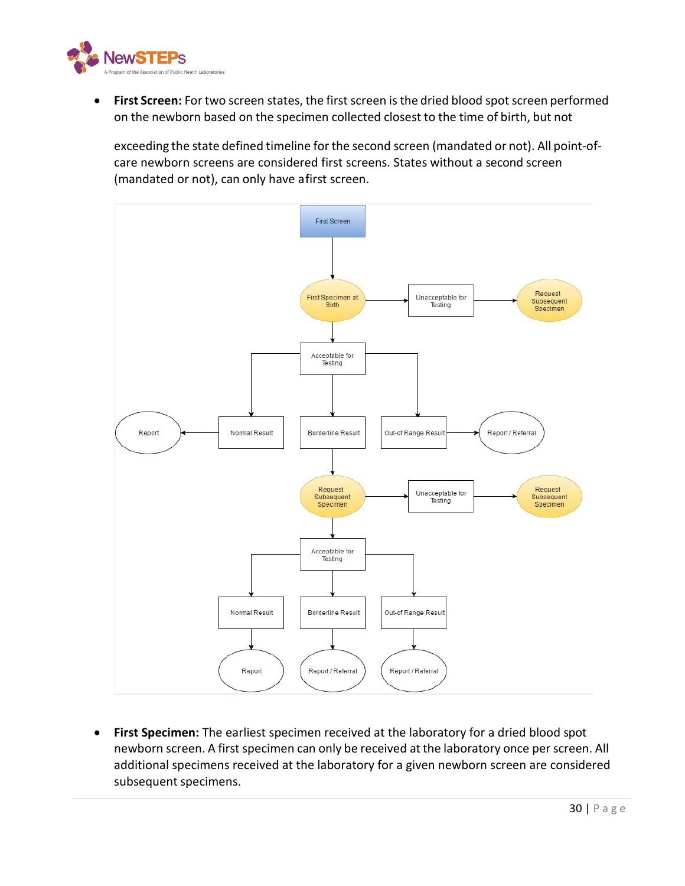- **First Screen:** For two screen states, the first screen is the dried blood spot screen performed on the newborn based on the specimen collected closest to the time of birth, but not

  exceeding the state defined timeline for the second screen (mandated or not). All point-of-care newborn screens are considered first screens. States without a second screen (mandated or not), can only have a first screen.

- **First Specimen:** The earliest specimen received at the laboratory for a dried blood spot newborn screen. A first specimen can only be received at the laboratory once per screen. All additional specimens received at the laboratory for a given newborn screen are considered subsequent specimens.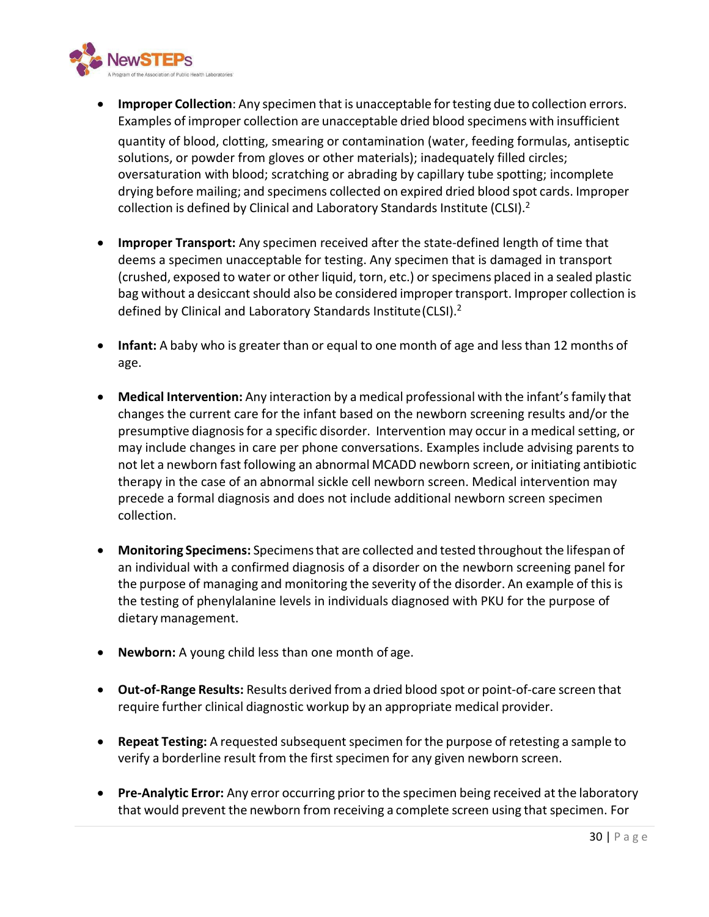- **Improper Collection**: Any specimen that is unacceptable for testing due to collection errors. Examples of improper collection are unacceptable dried blood specimens with insufficient quantity of blood, clotting, smearing or contamination (water, feeding formulas, antiseptic solutions, or powder from gloves or other materials); inadequately filled circles; oversaturation with blood; scratching or abrading by capillary tube spotting; incomplete drying before mailing; and specimens collected on expired dried blood spot cards. Improper collection is defined by Clinical and Laboratory Standards Institute (CLSI).[2]

- **Improper Transport:** Any specimen received after the state-defined length of time that deems a specimen unacceptable for testing. Any specimen that is damaged in transport (crushed, exposed to water or other liquid, torn, etc.) or specimens placed in a sealed plastic bag without a desiccant should also be considered improper transport. Improper collection is defined by Clinical and Laboratory Standards Institute (CLSI).[2]

- **Infant:** A baby who is greater than or equal to one month of age and less than 12 months of age.

- **Medical Intervention:** Any interaction by a medical professional with the infant's family that changes the current care for the infant based on the newborn screening results and/or the presumptive diagnosis for a specific disorder. Intervention may occur in a medical setting, or may include changes in care per phone conversations. Examples include advising parents to not let a newborn fast following an abnormal MCADD newborn screen, or initiating antibiotic therapy in the case of an abnormal sickle cell newborn screen. Medical intervention may precede a formal diagnosis and does not include additional newborn screen specimen collection.

- **Monitoring Specimens:** Specimens that are collected and tested throughout the lifespan of an individual with a confirmed diagnosis of a disorder on the newborn screening panel for the purpose of managing and monitoring the severity of the disorder. An example of this is the testing of phenylalanine levels in individuals diagnosed with PKU for the purpose of dietary management.

- **Newborn:** A young child less than one month of age.

- **Out-of-Range Results:** Results derived from a dried blood spot or point-of-care screen that require further clinical diagnostic workup by an appropriate medical provider.

- **Repeat Testing:** A requested subsequent specimen for the purpose of retesting a sample to verify a borderline result from the first specimen for any given newborn screen.

- **Pre-Analytic Error:** Any error occurring prior to the specimen being received at the laboratory that would prevent the newborn from receiving a complete screen using that specimen. For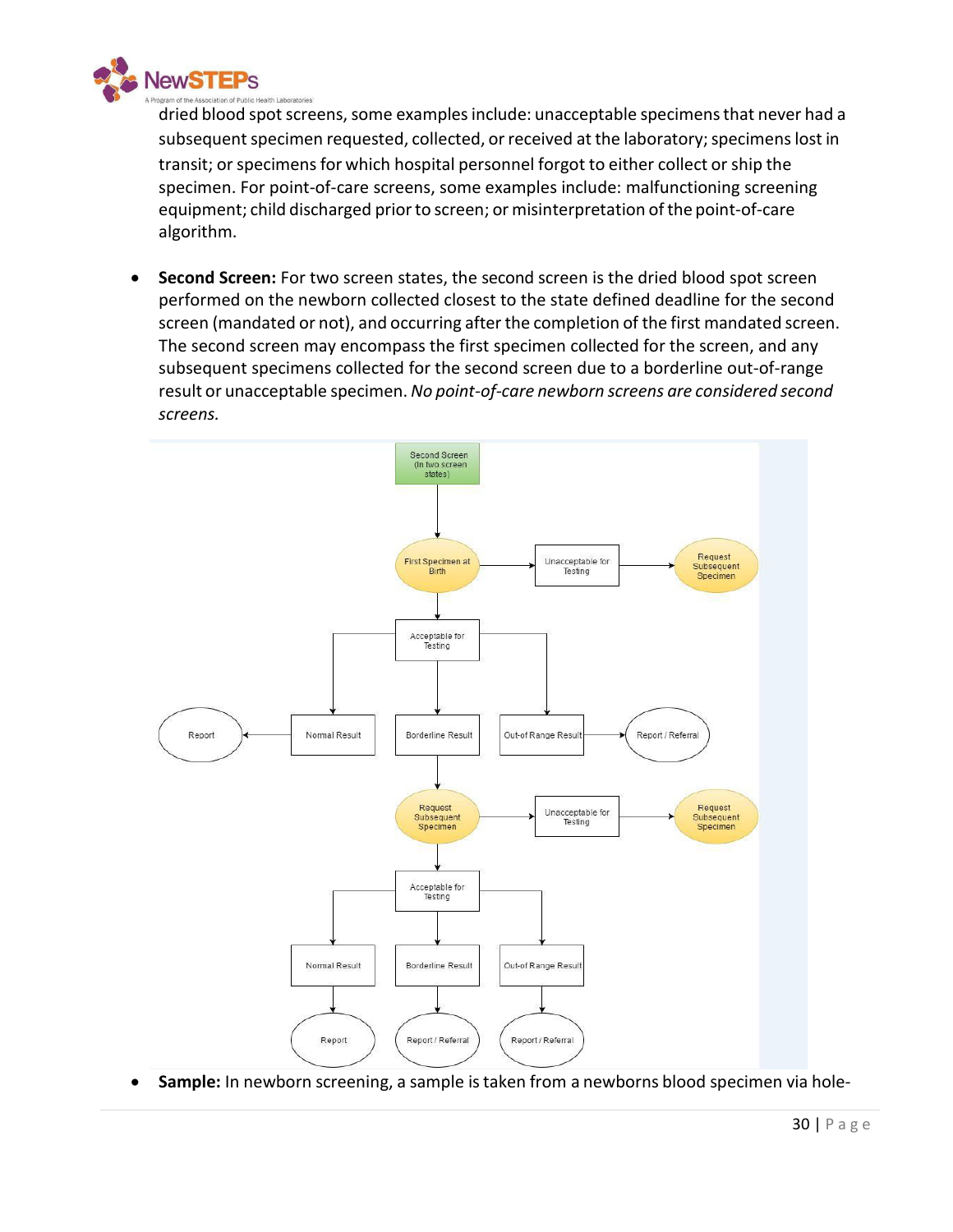dried blood spot screens, some examples include: unacceptable specimens that never had a subsequent specimen requested, collected, or received at the laboratory; specimens lost in transit; or specimens for which hospital personnel forgot to either collect or ship the specimen. For point-of-care screens, some examples include: malfunctioning screening equipment; child discharged prior to screen; or misinterpretation of the point-of-care algorithm.

- **Second Screen:** For two screen states, the second screen is the dried blood spot screen performed on the newborn collected closest to the state defined deadline for the second screen (mandated or not), and occurring after the completion of the first mandated screen. The second screen may encompass the first specimen collected for the screen, and any subsequent specimens collected for the second screen due to a borderline out-of-range result or unacceptable specimen. *No point-of-care newborn screens are considered second screens.*

- **Sample:** In newborn screening, a sample is taken from a newborns blood specimen via hole-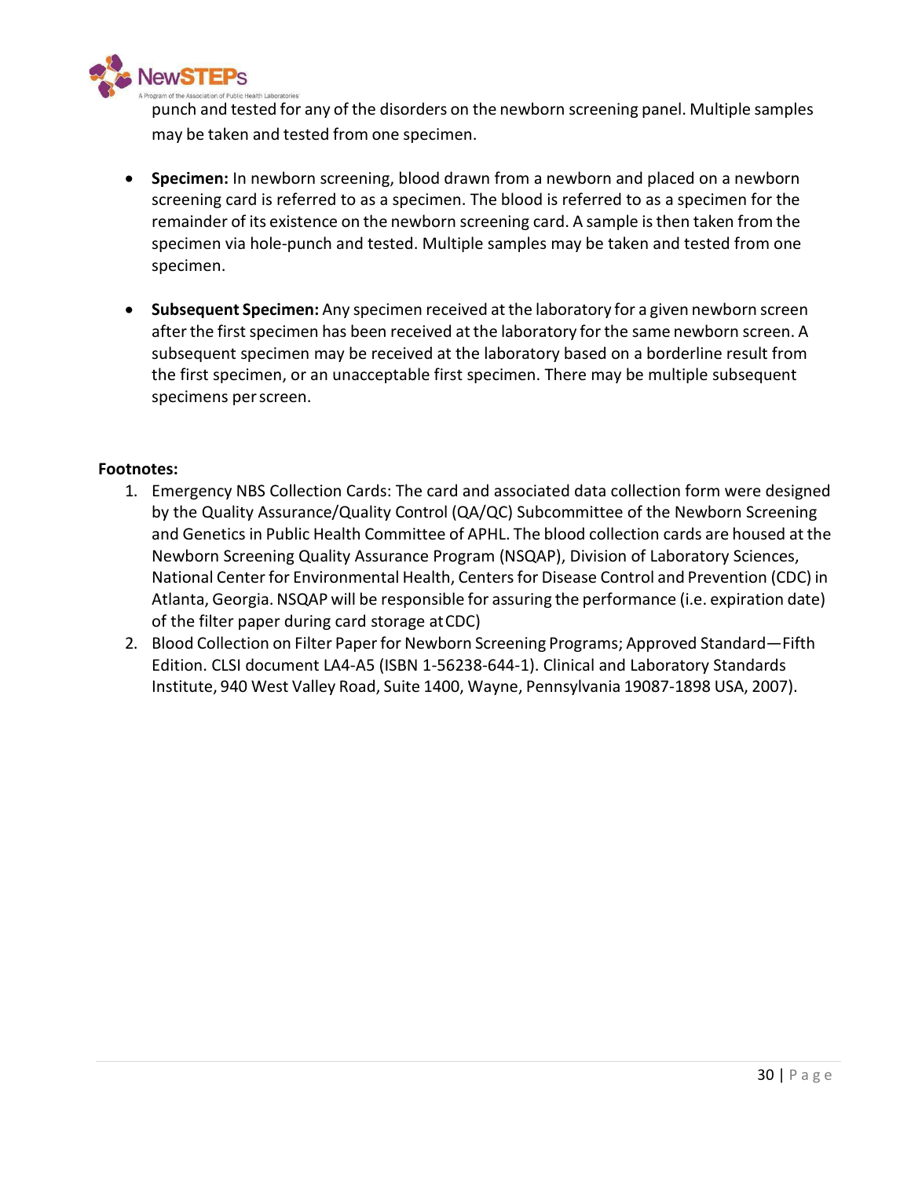punch and tested for any of the disorders on the newborn screening panel. Multiple samples may be taken and tested from one specimen.

- **Specimen:** In newborn screening, blood drawn from a newborn and placed on a newborn screening card is referred to as a specimen. The blood is referred to as a specimen for the remainder of its existence on the newborn screening card. A sample is then taken from the specimen via hole-punch and tested. Multiple samples may be taken and tested from one specimen.

- **Subsequent Specimen:** Any specimen received at the laboratory for a given newborn screen after the first specimen has been received at the laboratory for the same newborn screen. A subsequent specimen may be received at the laboratory based on a borderline result from the first specimen, or an unacceptable first specimen. There may be multiple subsequent specimens per screen.

**Footnotes:**

1. Emergency NBS Collection Cards: The card and associated data collection form were designed by the Quality Assurance/Quality Control (QA/QC) Subcommittee of the Newborn Screening and Genetics in Public Health Committee of APHL. The blood collection cards are housed at the Newborn Screening Quality Assurance Program (NSQAP), Division of Laboratory Sciences, National Center for Environmental Health, Centers for Disease Control and Prevention (CDC) in Atlanta, Georgia. NSQAP will be responsible for assuring the performance (i.e. expiration date) of the filter paper during card storage at CDC)
2. Blood Collection on Filter Paper for Newborn Screening Programs; Approved Standard—Fifth Edition. CLSI document LA4-A5 (ISBN 1-56238-644-1). Clinical and Laboratory Standards Institute, 940 West Valley Road, Suite 1400, Wayne, Pennsylvania 19087-1898 USA, 2007).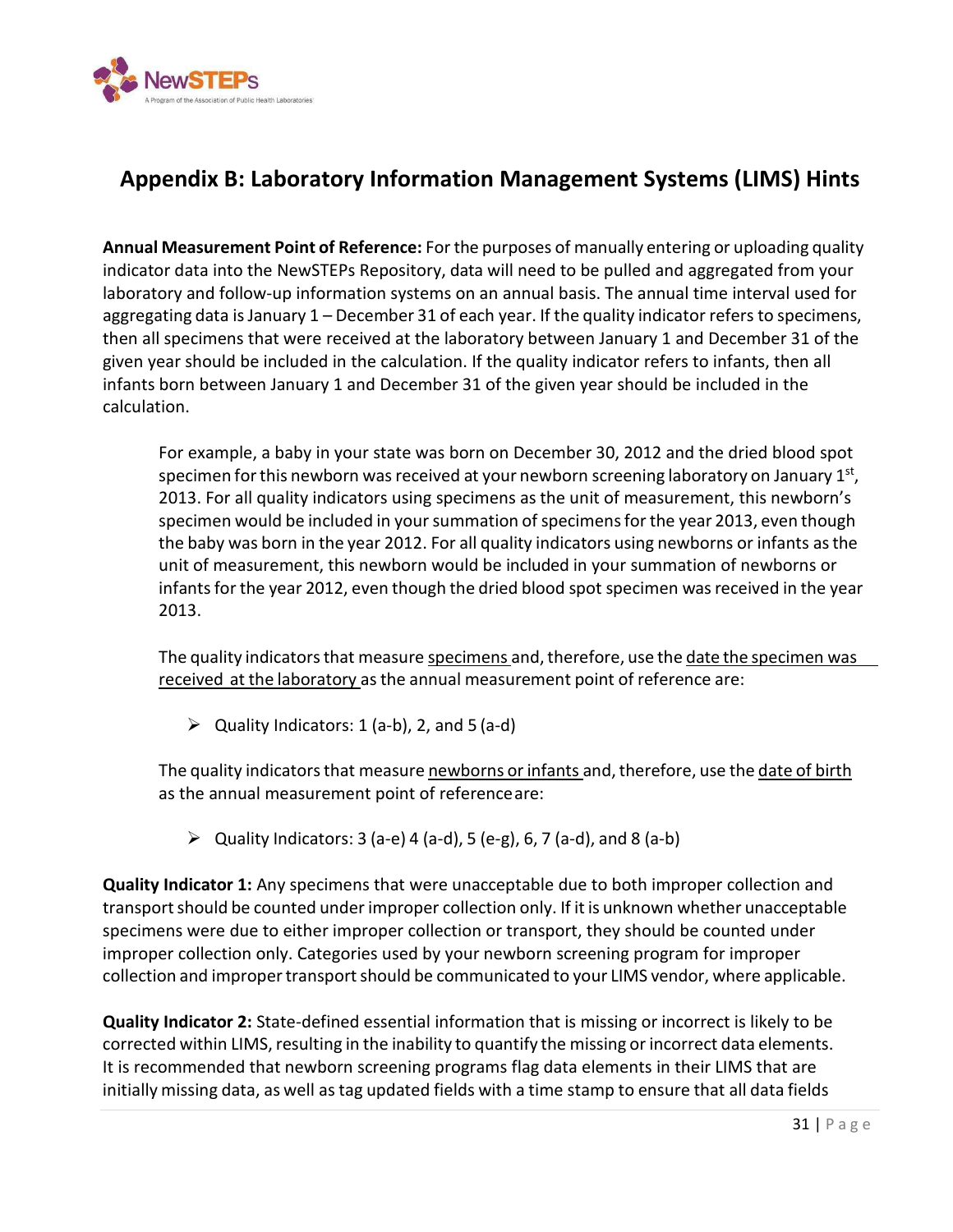## Appendix B: Laboratory Information Management Systems (LIMS) Hints

**Annual Measurement Point of Reference:** For the purposes of manually entering or uploading quality indicator data into the NewSTEPs Repository, data will need to be pulled and aggregated from your laboratory and follow-up information systems on an annual basis. The annual time interval used for aggregating data is January 1 – December 31 of each year. If the quality indicator refers to specimens, then all specimens that were received at the laboratory between January 1 and December 31 of the given year should be included in the calculation. If the quality indicator refers to infants, then all infants born between January 1 and December 31 of the given year should be included in the calculation.

For example, a baby in your state was born on December 30, 2012 and the dried blood spot specimen for this newborn was received at your newborn screening laboratory on January 1st, 2013. For all quality indicators using specimens as the unit of measurement, this newborn's specimen would be included in your summation of specimens for the year 2013, even though the baby was born in the year 2012. For all quality indicators using newborns or infants as the unit of measurement, this newborn would be included in your summation of newborns or infants for the year 2012, even though the dried blood spot specimen was received in the year 2013.

The quality indicators that measure <u>specimens</u> and, therefore, use the <u>date the specimen was received at the laboratory</u> as the annual measurement point of reference are:

- Quality Indicators: 1 (a-b), 2, and 5 (a-d)

The quality indicators that measure <u>newborns or infants</u> and, therefore, use the <u>date of birth</u> as the annual measurement point of reference are:

- Quality Indicators: 3 (a-e) 4 (a-d), 5 (e-g), 6, 7 (a-d), and 8 (a-b)

**Quality Indicator 1:** Any specimens that were unacceptable due to both improper collection and transport should be counted under improper collection only. If it is unknown whether unacceptable specimens were due to either improper collection or transport, they should be counted under improper collection only. Categories used by your newborn screening program for improper collection and improper transport should be communicated to your LIMS vendor, where applicable.

**Quality Indicator 2:** State-defined essential information that is missing or incorrect is likely to be corrected within LIMS, resulting in the inability to quantify the missing or incorrect data elements. It is recommended that newborn screening programs flag data elements in their LIMS that are initially missing data, as well as tag updated fields with a time stamp to ensure that all data fields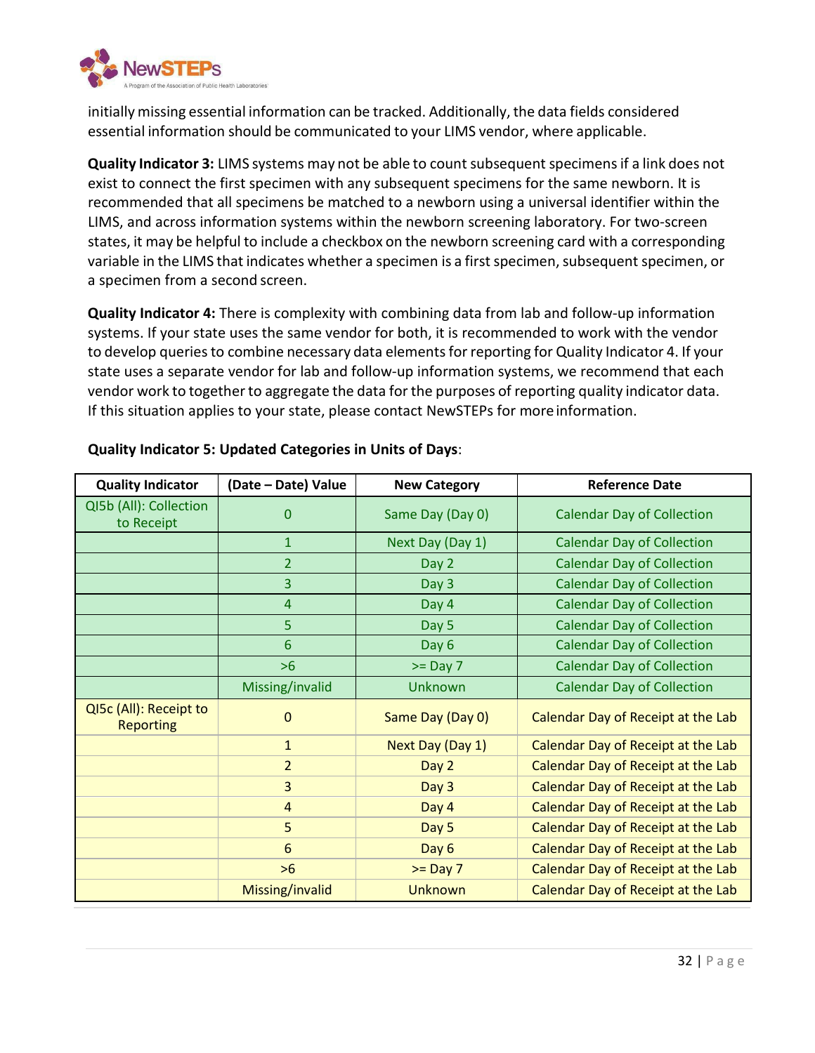initially missing essential information can be tracked. Additionally, the data fields considered essential information should be communicated to your LIMS vendor, where applicable.

**Quality Indicator 3:** LIMS systems may not be able to count subsequent specimens if a link does not exist to connect the first specimen with any subsequent specimens for the same newborn. It is recommended that all specimens be matched to a newborn using a universal identifier within the LIMS, and across information systems within the newborn screening laboratory. For two-screen states, it may be helpful to include a checkbox on the newborn screening card with a corresponding variable in the LIMS that indicates whether a specimen is a first specimen, subsequent specimen, or a specimen from a second screen.

**Quality Indicator 4:** There is complexity with combining data from lab and follow-up information systems. If your state uses the same vendor for both, it is recommended to work with the vendor to develop queries to combine necessary data elements for reporting for Quality Indicator 4. If your state uses a separate vendor for lab and follow-up information systems, we recommend that each vendor work to together to aggregate the data for the purposes of reporting quality indicator data. If this situation applies to your state, please contact NewSTEPs for more information.

**Quality Indicator 5: Updated Categories in Units of Days**:

| Quality Indicator | (Date – Date) Value | New Category | Reference Date |
|---|---|---|---|
| QI5b (All): Collection to Receipt | 0 | Same Day (Day 0) | Calendar Day of Collection |
| | 1 | Next Day (Day 1) | Calendar Day of Collection |
| | 2 | Day 2 | Calendar Day of Collection |
| | 3 | Day 3 | Calendar Day of Collection |
| | 4 | Day 4 | Calendar Day of Collection |
| | 5 | Day 5 | Calendar Day of Collection |
| | 6 | Day 6 | Calendar Day of Collection |
| | >6 | >= Day 7 | Calendar Day of Collection |
| | Missing/invalid | Unknown | Calendar Day of Collection |
| QI5c (All): Receipt to Reporting | 0 | Same Day (Day 0) | Calendar Day of Receipt at the Lab |
| | 1 | Next Day (Day 1) | Calendar Day of Receipt at the Lab |
| | 2 | Day 2 | Calendar Day of Receipt at the Lab |
| | 3 | Day 3 | Calendar Day of Receipt at the Lab |
| | 4 | Day 4 | Calendar Day of Receipt at the Lab |
| | 5 | Day 5 | Calendar Day of Receipt at the Lab |
| | 6 | Day 6 | Calendar Day of Receipt at the Lab |
| | >6 | >= Day 7 | Calendar Day of Receipt at the Lab |
| | Missing/invalid | Unknown | Calendar Day of Receipt at the Lab |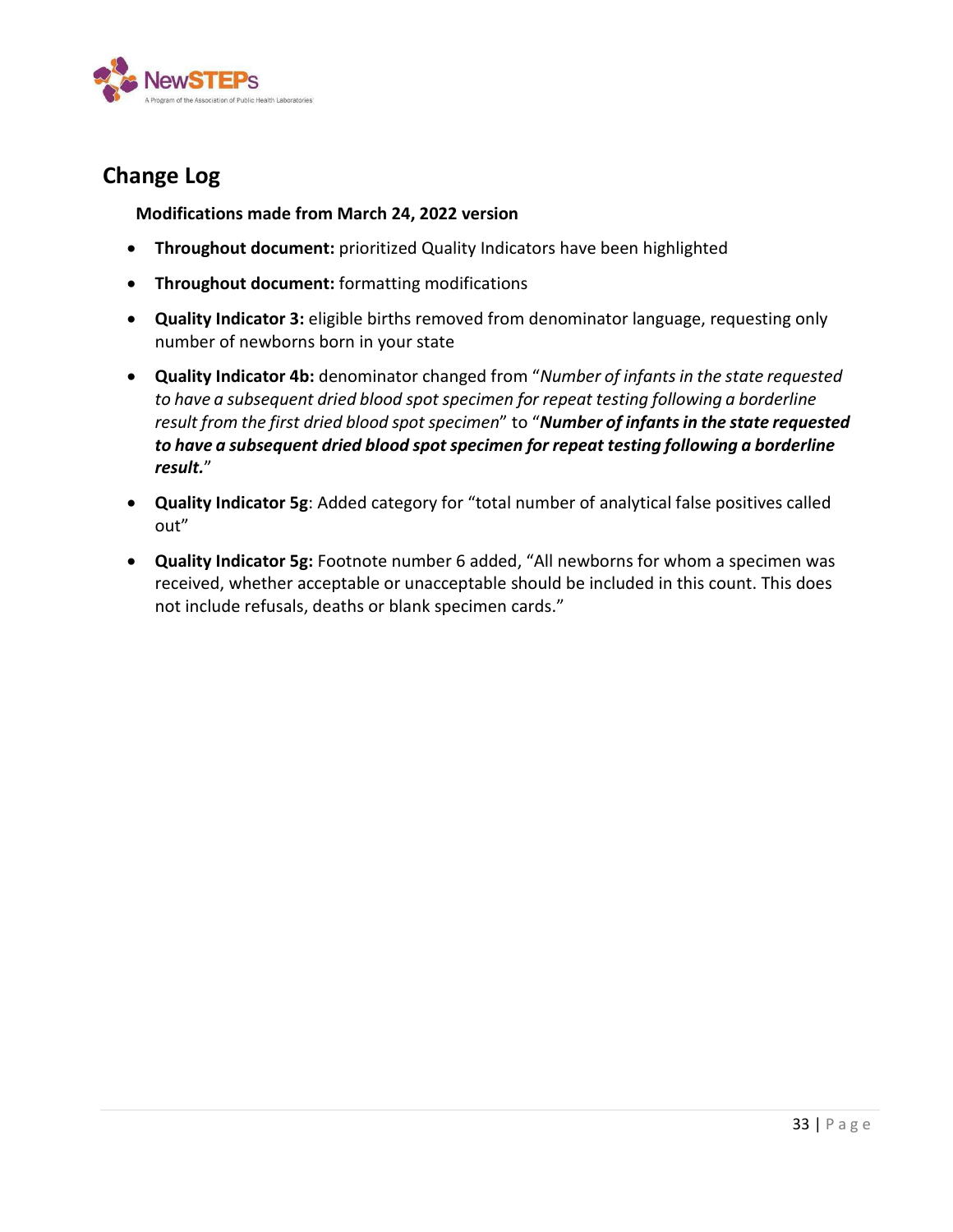## Change Log

**Modifications made from March 24, 2022 version**

- **Throughout document:** prioritized Quality Indicators have been highlighted
- **Throughout document:** formatting modifications
- **Quality Indicator 3:** eligible births removed from denominator language, requesting only number of newborns born in your state
- **Quality Indicator 4b:** denominator changed from "*Number of infants in the state requested to have a subsequent dried blood spot specimen for repeat testing following a borderline result from the first dried blood spot specimen*" to "***Number of infants in the state requested to have a subsequent dried blood spot specimen for repeat testing following a borderline result.***"
- **Quality Indicator 5g**: Added category for "total number of analytical false positives called out"
- **Quality Indicator 5g:** Footnote number 6 added, "All newborns for whom a specimen was received, whether acceptable or unacceptable should be included in this count. This does not include refusals, deaths or blank specimen cards."